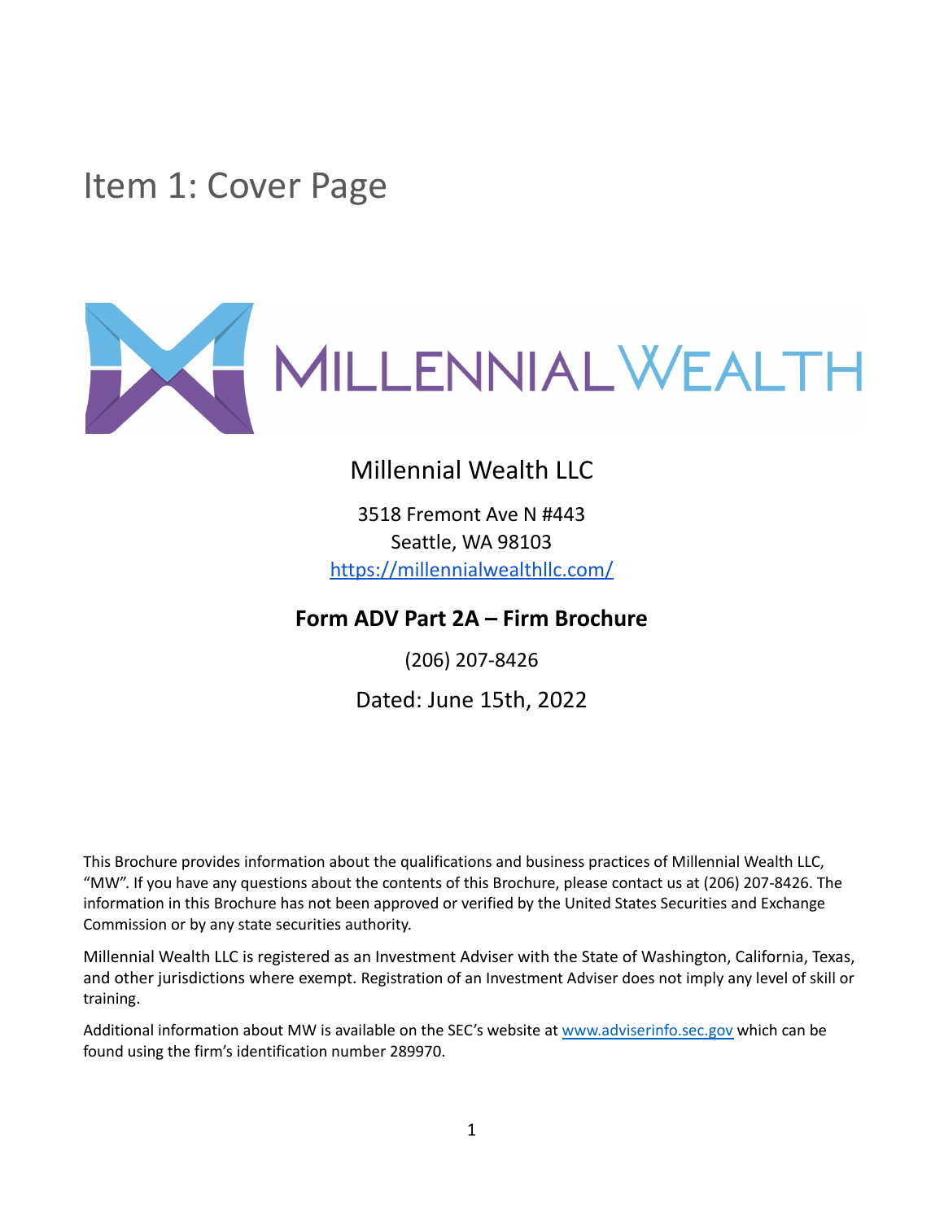# Item 1: Cover Page

MILLENNIAL WEALTH

Millennial Wealth LLC

3518 Fremont Ave N #443
Seattle, WA 98103
https://millennialwealthllc.com/

**Form ADV Part 2A – Firm Brochure**

(206) 207-8426

Dated: June 15th, 2022

This Brochure provides information about the qualifications and business practices of Millennial Wealth LLC, "MW". If you have any questions about the contents of this Brochure, please contact us at (206) 207-8426. The information in this Brochure has not been approved or verified by the United States Securities and Exchange Commission or by any state securities authority.

Millennial Wealth LLC is registered as an Investment Adviser with the State of Washington, California, Texas, and other jurisdictions where exempt. Registration of an Investment Adviser does not imply any level of skill or training.

Additional information about MW is available on the SEC's website at www.adviserinfo.sec.gov which can be found using the firm's identification number 289970.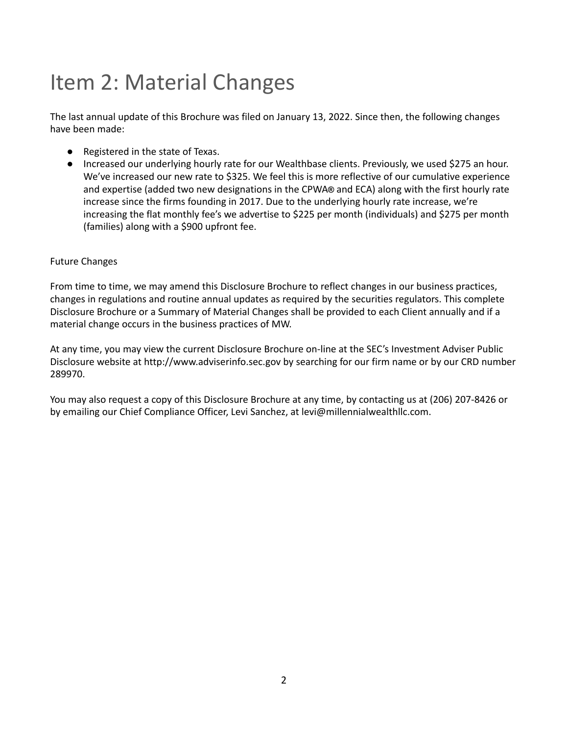# Item 2: Material Changes

The last annual update of this Brochure was filed on January 13, 2022. Since then, the following changes have been made:

- Registered in the state of Texas.
- Increased our underlying hourly rate for our Wealthbase clients. Previously, we used $275 an hour. We've increased our new rate to $325. We feel this is more reflective of our cumulative experience and expertise (added two new designations in the CPWA® and ECA) along with the first hourly rate increase since the firms founding in 2017. Due to the underlying hourly rate increase, we're increasing the flat monthly fee's we advertise to $225 per month (individuals) and $275 per month (families) along with a $900 upfront fee.

Future Changes

From time to time, we may amend this Disclosure Brochure to reflect changes in our business practices, changes in regulations and routine annual updates as required by the securities regulators. This complete Disclosure Brochure or a Summary of Material Changes shall be provided to each Client annually and if a material change occurs in the business practices of MW.

At any time, you may view the current Disclosure Brochure on-line at the SEC's Investment Adviser Public Disclosure website at http://www.adviserinfo.sec.gov by searching for our firm name or by our CRD number 289970.

You may also request a copy of this Disclosure Brochure at any time, by contacting us at (206) 207-8426 or by emailing our Chief Compliance Officer, Levi Sanchez, at levi@millennialwealthllc.com.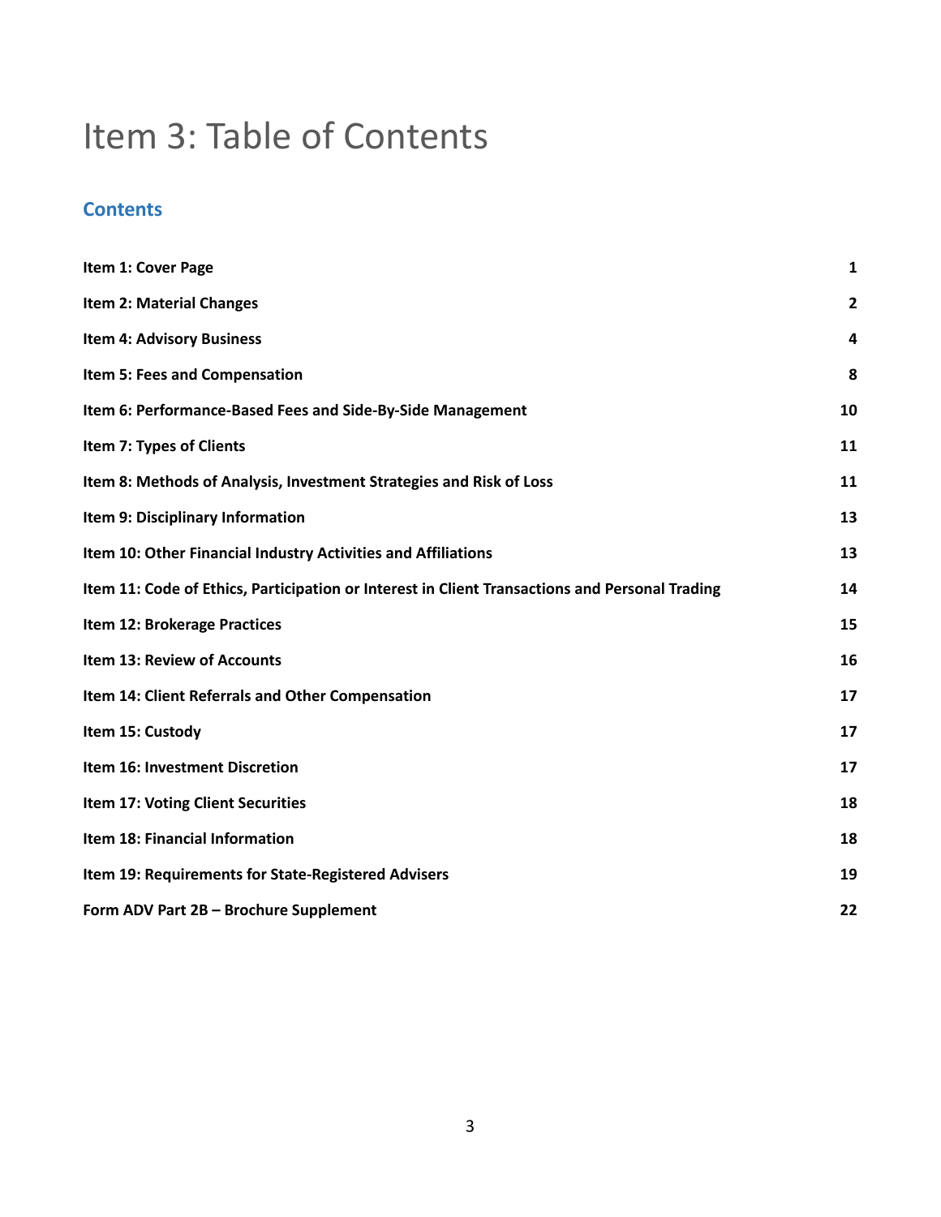# Item 3: Table of Contents

## Contents

| | |
|---|---|
| **Item 1: Cover Page** | **1** |
| **Item 2: Material Changes** | **2** |
| **Item 4: Advisory Business** | **4** |
| **Item 5: Fees and Compensation** | **8** |
| **Item 6: Performance-Based Fees and Side-By-Side Management** | **10** |
| **Item 7: Types of Clients** | **11** |
| **Item 8: Methods of Analysis, Investment Strategies and Risk of Loss** | **11** |
| **Item 9: Disciplinary Information** | **13** |
| **Item 10: Other Financial Industry Activities and Affiliations** | **13** |
| **Item 11: Code of Ethics, Participation or Interest in Client Transactions and Personal Trading** | **14** |
| **Item 12: Brokerage Practices** | **15** |
| **Item 13: Review of Accounts** | **16** |
| **Item 14: Client Referrals and Other Compensation** | **17** |
| **Item 15: Custody** | **17** |
| **Item 16: Investment Discretion** | **17** |
| **Item 17: Voting Client Securities** | **18** |
| **Item 18: Financial Information** | **18** |
| **Item 19: Requirements for State-Registered Advisers** | **19** |
| **Form ADV Part 2B – Brochure Supplement** | **22** |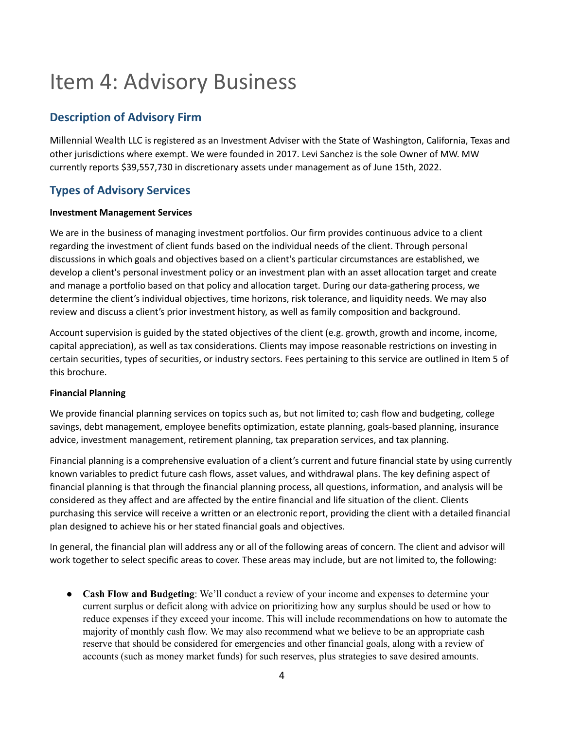# Item 4: Advisory Business

## Description of Advisory Firm

Millennial Wealth LLC is registered as an Investment Adviser with the State of Washington, California, Texas and other jurisdictions where exempt. We were founded in 2017. Levi Sanchez is the sole Owner of MW. MW currently reports $39,557,730 in discretionary assets under management as of June 15th, 2022.

## Types of Advisory Services

**Investment Management Services**

We are in the business of managing investment portfolios. Our firm provides continuous advice to a client regarding the investment of client funds based on the individual needs of the client. Through personal discussions in which goals and objectives based on a client's particular circumstances are established, we develop a client's personal investment policy or an investment plan with an asset allocation target and create and manage a portfolio based on that policy and allocation target. During our data-gathering process, we determine the client's individual objectives, time horizons, risk tolerance, and liquidity needs. We may also review and discuss a client's prior investment history, as well as family composition and background.

Account supervision is guided by the stated objectives of the client (e.g. growth, growth and income, income, capital appreciation), as well as tax considerations. Clients may impose reasonable restrictions on investing in certain securities, types of securities, or industry sectors. Fees pertaining to this service are outlined in Item 5 of this brochure.

**Financial Planning**

We provide financial planning services on topics such as, but not limited to; cash flow and budgeting, college savings, debt management, employee benefits optimization, estate planning, goals-based planning, insurance advice, investment management, retirement planning, tax preparation services, and tax planning.

Financial planning is a comprehensive evaluation of a client's current and future financial state by using currently known variables to predict future cash flows, asset values, and withdrawal plans. The key defining aspect of financial planning is that through the financial planning process, all questions, information, and analysis will be considered as they affect and are affected by the entire financial and life situation of the client. Clients purchasing this service will receive a written or an electronic report, providing the client with a detailed financial plan designed to achieve his or her stated financial goals and objectives.

In general, the financial plan will address any or all of the following areas of concern. The client and advisor will work together to select specific areas to cover. These areas may include, but are not limited to, the following:

- **Cash Flow and Budgeting**: We'll conduct a review of your income and expenses to determine your current surplus or deficit along with advice on prioritizing how any surplus should be used or how to reduce expenses if they exceed your income. This will include recommendations on how to automate the majority of monthly cash flow. We may also recommend what we believe to be an appropriate cash reserve that should be considered for emergencies and other financial goals, along with a review of accounts (such as money market funds) for such reserves, plus strategies to save desired amounts.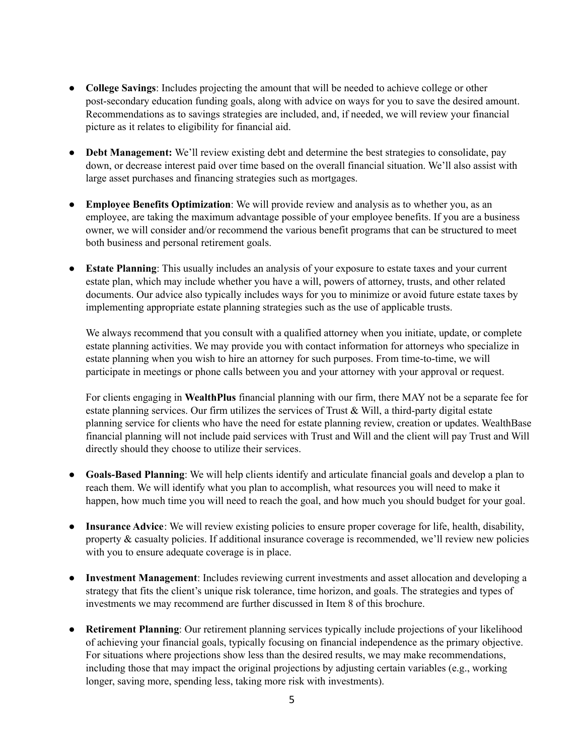- **College Savings**: Includes projecting the amount that will be needed to achieve college or other post-secondary education funding goals, along with advice on ways for you to save the desired amount. Recommendations as to savings strategies are included, and, if needed, we will review your financial picture as it relates to eligibility for financial aid.

- **Debt Management:** We'll review existing debt and determine the best strategies to consolidate, pay down, or decrease interest paid over time based on the overall financial situation. We'll also assist with large asset purchases and financing strategies such as mortgages.

- **Employee Benefits Optimization**: We will provide review and analysis as to whether you, as an employee, are taking the maximum advantage possible of your employee benefits. If you are a business owner, we will consider and/or recommend the various benefit programs that can be structured to meet both business and personal retirement goals.

- **Estate Planning**: This usually includes an analysis of your exposure to estate taxes and your current estate plan, which may include whether you have a will, powers of attorney, trusts, and other related documents. Our advice also typically includes ways for you to minimize or avoid future estate taxes by implementing appropriate estate planning strategies such as the use of applicable trusts.

  We always recommend that you consult with a qualified attorney when you initiate, update, or complete estate planning activities. We may provide you with contact information for attorneys who specialize in estate planning when you wish to hire an attorney for such purposes. From time-to-time, we will participate in meetings or phone calls between you and your attorney with your approval or request.

  For clients engaging in **WealthPlus** financial planning with our firm, there MAY not be a separate fee for estate planning services. Our firm utilizes the services of Trust & Will, a third-party digital estate planning service for clients who have the need for estate planning review, creation or updates. WealthBase financial planning will not include paid services with Trust and Will and the client will pay Trust and Will directly should they choose to utilize their services.

- **Goals-Based Planning**: We will help clients identify and articulate financial goals and develop a plan to reach them. We will identify what you plan to accomplish, what resources you will need to make it happen, how much time you will need to reach the goal, and how much you should budget for your goal.

- **Insurance Advice**: We will review existing policies to ensure proper coverage for life, health, disability, property & casualty policies. If additional insurance coverage is recommended, we'll review new policies with you to ensure adequate coverage is in place.

- **Investment Management**: Includes reviewing current investments and asset allocation and developing a strategy that fits the client's unique risk tolerance, time horizon, and goals. The strategies and types of investments we may recommend are further discussed in Item 8 of this brochure.

- **Retirement Planning**: Our retirement planning services typically include projections of your likelihood of achieving your financial goals, typically focusing on financial independence as the primary objective. For situations where projections show less than the desired results, we may make recommendations, including those that may impact the original projections by adjusting certain variables (e.g., working longer, saving more, spending less, taking more risk with investments).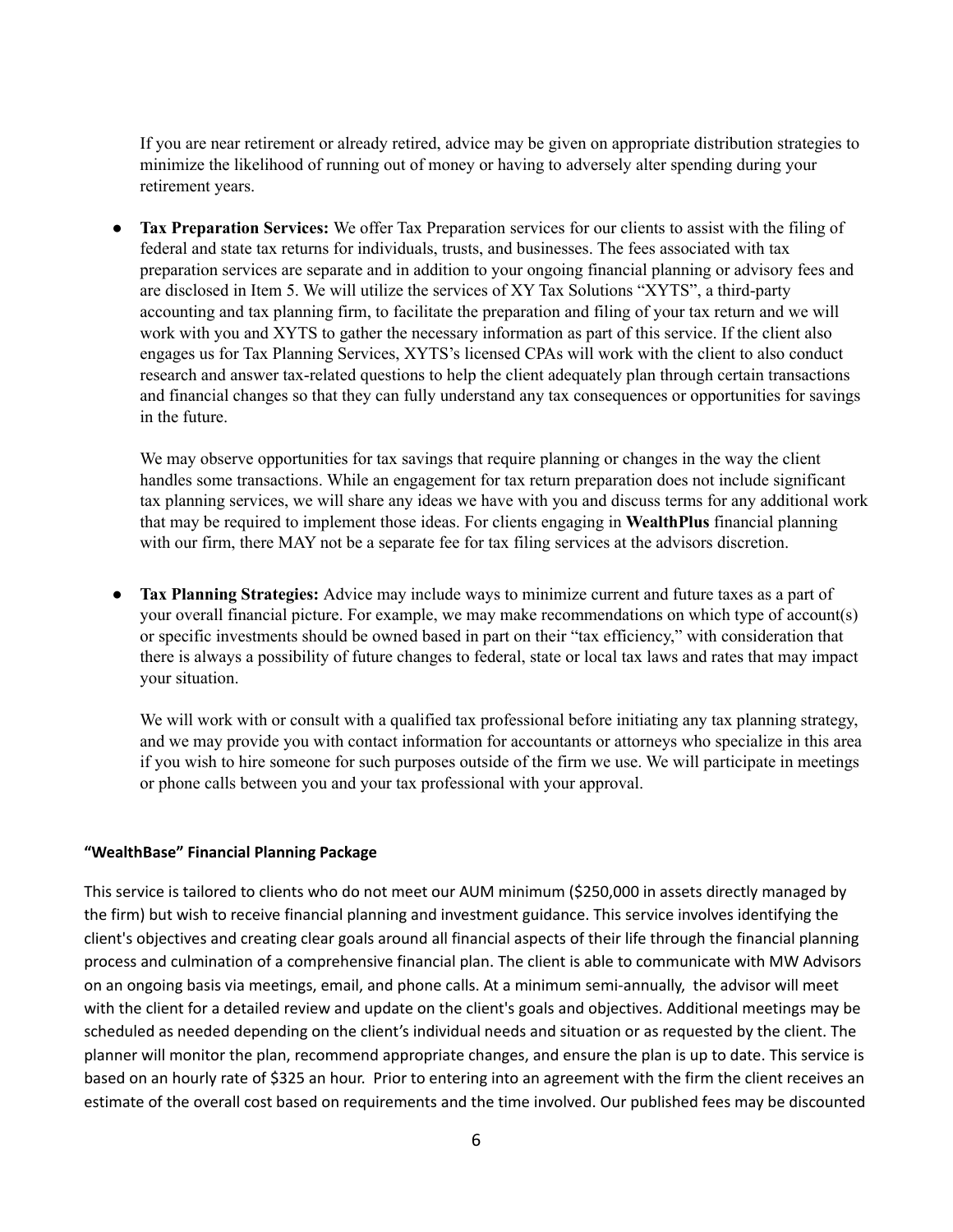If you are near retirement or already retired, advice may be given on appropriate distribution strategies to minimize the likelihood of running out of money or having to adversely alter spending during your retirement years.

- **Tax Preparation Services:** We offer Tax Preparation services for our clients to assist with the filing of federal and state tax returns for individuals, trusts, and businesses. The fees associated with tax preparation services are separate and in addition to your ongoing financial planning or advisory fees and are disclosed in Item 5. We will utilize the services of XY Tax Solutions "XYTS", a third-party accounting and tax planning firm, to facilitate the preparation and filing of your tax return and we will work with you and XYTS to gather the necessary information as part of this service. If the client also engages us for Tax Planning Services, XYTS's licensed CPAs will work with the client to also conduct research and answer tax-related questions to help the client adequately plan through certain transactions and financial changes so that they can fully understand any tax consequences or opportunities for savings in the future.

  We may observe opportunities for tax savings that require planning or changes in the way the client handles some transactions. While an engagement for tax return preparation does not include significant tax planning services, we will share any ideas we have with you and discuss terms for any additional work that may be required to implement those ideas. For clients engaging in **WealthPlus** financial planning with our firm, there MAY not be a separate fee for tax filing services at the advisors discretion.

- **Tax Planning Strategies:** Advice may include ways to minimize current and future taxes as a part of your overall financial picture. For example, we may make recommendations on which type of account(s) or specific investments should be owned based in part on their "tax efficiency," with consideration that there is always a possibility of future changes to federal, state or local tax laws and rates that may impact your situation.

  We will work with or consult with a qualified tax professional before initiating any tax planning strategy, and we may provide you with contact information for accountants or attorneys who specialize in this area if you wish to hire someone for such purposes outside of the firm we use. We will participate in meetings or phone calls between you and your tax professional with your approval.

**"WealthBase" Financial Planning Package**

This service is tailored to clients who do not meet our AUM minimum ($250,000 in assets directly managed by the firm) but wish to receive financial planning and investment guidance. This service involves identifying the client's objectives and creating clear goals around all financial aspects of their life through the financial planning process and culmination of a comprehensive financial plan. The client is able to communicate with MW Advisors on an ongoing basis via meetings, email, and phone calls. At a minimum semi-annually, the advisor will meet with the client for a detailed review and update on the client's goals and objectives. Additional meetings may be scheduled as needed depending on the client's individual needs and situation or as requested by the client. The planner will monitor the plan, recommend appropriate changes, and ensure the plan is up to date. This service is based on an hourly rate of $325 an hour. Prior to entering into an agreement with the firm the client receives an estimate of the overall cost based on requirements and the time involved. Our published fees may be discounted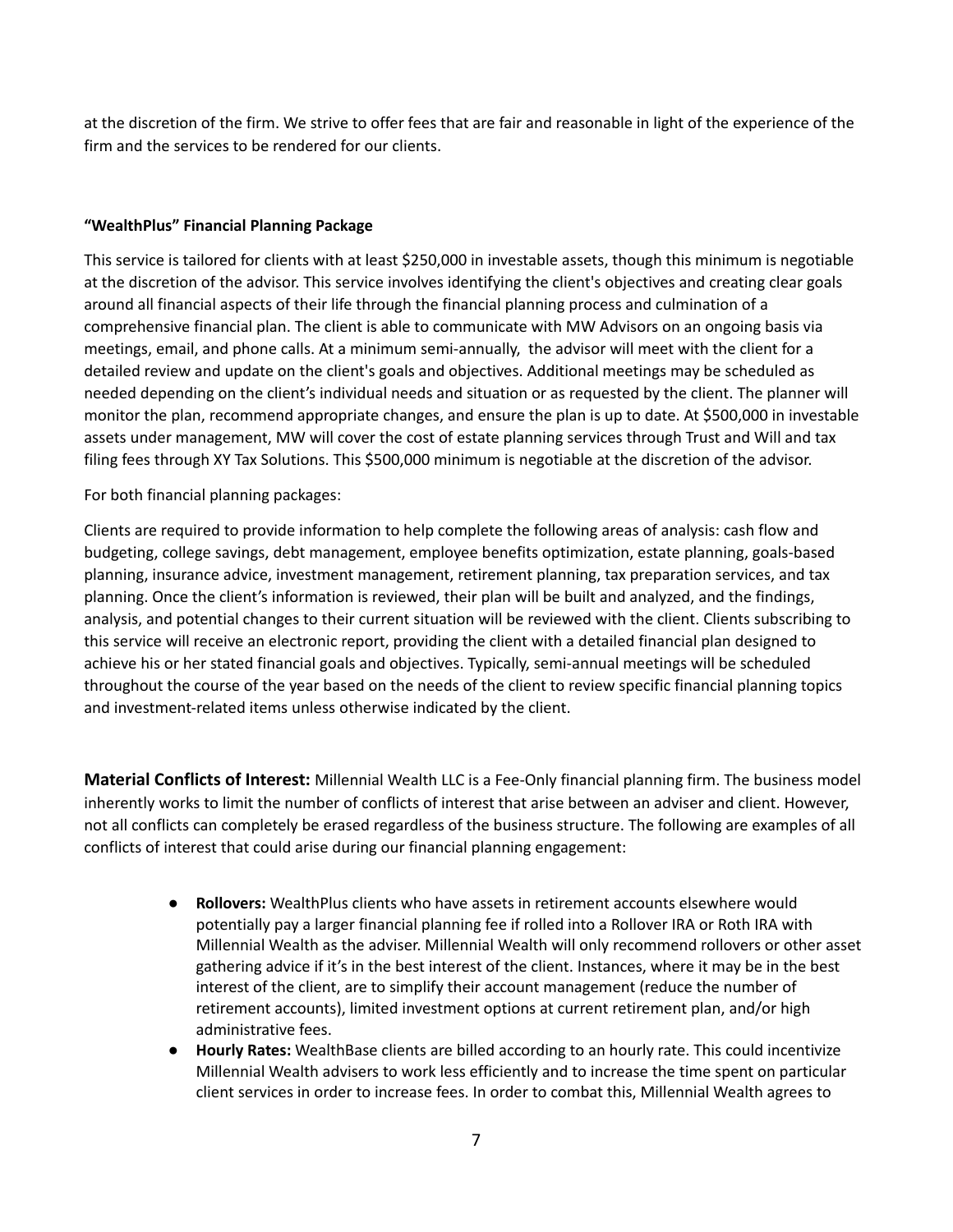at the discretion of the firm. We strive to offer fees that are fair and reasonable in light of the experience of the firm and the services to be rendered for our clients.

**"WealthPlus" Financial Planning Package**

This service is tailored for clients with at least $250,000 in investable assets, though this minimum is negotiable at the discretion of the advisor. This service involves identifying the client's objectives and creating clear goals around all financial aspects of their life through the financial planning process and culmination of a comprehensive financial plan. The client is able to communicate with MW Advisors on an ongoing basis via meetings, email, and phone calls. At a minimum semi-annually, the advisor will meet with the client for a detailed review and update on the client's goals and objectives. Additional meetings may be scheduled as needed depending on the client's individual needs and situation or as requested by the client. The planner will monitor the plan, recommend appropriate changes, and ensure the plan is up to date. At $500,000 in investable assets under management, MW will cover the cost of estate planning services through Trust and Will and tax filing fees through XY Tax Solutions. This $500,000 minimum is negotiable at the discretion of the advisor.

For both financial planning packages:

Clients are required to provide information to help complete the following areas of analysis: cash flow and budgeting, college savings, debt management, employee benefits optimization, estate planning, goals-based planning, insurance advice, investment management, retirement planning, tax preparation services, and tax planning. Once the client's information is reviewed, their plan will be built and analyzed, and the findings, analysis, and potential changes to their current situation will be reviewed with the client. Clients subscribing to this service will receive an electronic report, providing the client with a detailed financial plan designed to achieve his or her stated financial goals and objectives. Typically, semi-annual meetings will be scheduled throughout the course of the year based on the needs of the client to review specific financial planning topics and investment-related items unless otherwise indicated by the client.

**Material Conflicts of Interest:** Millennial Wealth LLC is a Fee-Only financial planning firm. The business model inherently works to limit the number of conflicts of interest that arise between an adviser and client. However, not all conflicts can completely be erased regardless of the business structure. The following are examples of all conflicts of interest that could arise during our financial planning engagement:

- **Rollovers:** WealthPlus clients who have assets in retirement accounts elsewhere would potentially pay a larger financial planning fee if rolled into a Rollover IRA or Roth IRA with Millennial Wealth as the adviser. Millennial Wealth will only recommend rollovers or other asset gathering advice if it's in the best interest of the client. Instances, where it may be in the best interest of the client, are to simplify their account management (reduce the number of retirement accounts), limited investment options at current retirement plan, and/or high administrative fees.
- **Hourly Rates:** WealthBase clients are billed according to an hourly rate. This could incentivize Millennial Wealth advisers to work less efficiently and to increase the time spent on particular client services in order to increase fees. In order to combat this, Millennial Wealth agrees to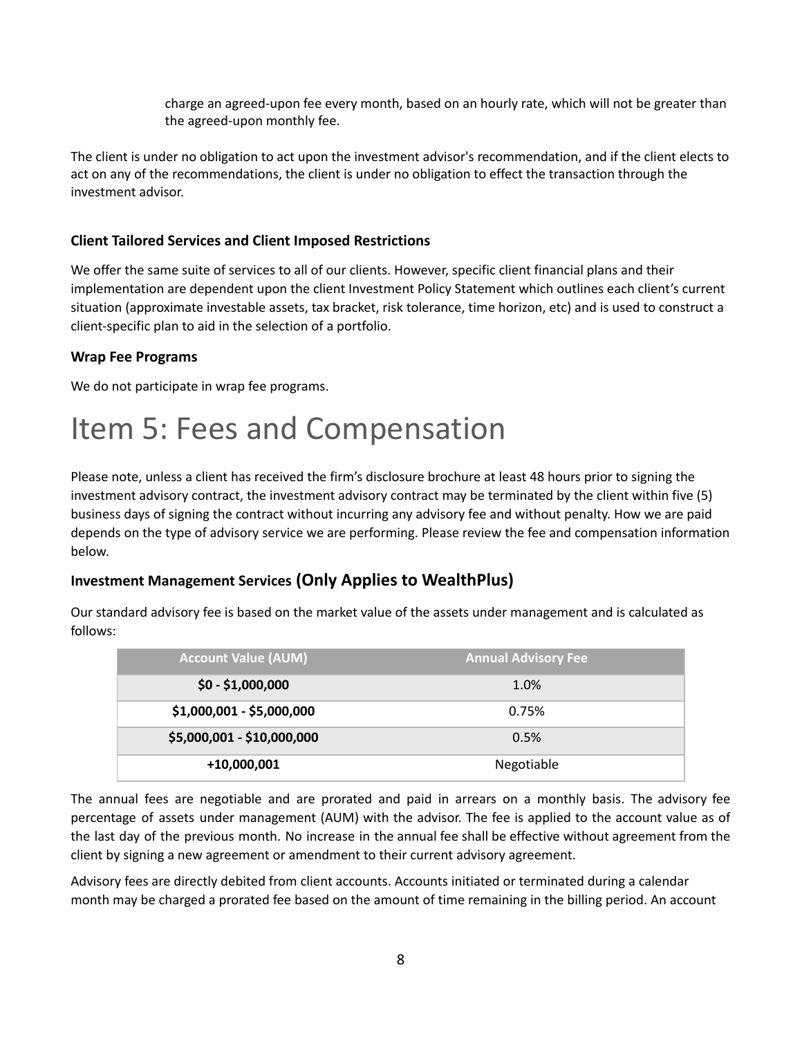charge an agreed-upon fee every month, based on an hourly rate, which will not be greater than the agreed-upon monthly fee.

The client is under no obligation to act upon the investment advisor's recommendation, and if the client elects to act on any of the recommendations, the client is under no obligation to effect the transaction through the investment advisor.

### Client Tailored Services and Client Imposed Restrictions

We offer the same suite of services to all of our clients. However, specific client financial plans and their implementation are dependent upon the client Investment Policy Statement which outlines each client's current situation (approximate investable assets, tax bracket, risk tolerance, time horizon, etc) and is used to construct a client-specific plan to aid in the selection of a portfolio.

### Wrap Fee Programs

We do not participate in wrap fee programs.

# Item 5: Fees and Compensation

Please note, unless a client has received the firm's disclosure brochure at least 48 hours prior to signing the investment advisory contract, the investment advisory contract may be terminated by the client within five (5) business days of signing the contract without incurring any advisory fee and without penalty. How we are paid depends on the type of advisory service we are performing. Please review the fee and compensation information below.

### Investment Management Services (Only Applies to WealthPlus)

Our standard advisory fee is based on the market value of the assets under management and is calculated as follows:

| Account Value (AUM) | Annual Advisory Fee |
|---|---|
| **$0 - $1,000,000** | 1.0% |
| **$1,000,001 - $5,000,000** | 0.75% |
| **$5,000,001 - $10,000,000** | 0.5% |
| **+10,000,001** | Negotiable |

The annual fees are negotiable and are prorated and paid in arrears on a monthly basis. The advisory fee percentage of assets under management (AUM) with the advisor. The fee is applied to the account value as of the last day of the previous month. No increase in the annual fee shall be effective without agreement from the client by signing a new agreement or amendment to their current advisory agreement.

Advisory fees are directly debited from client accounts. Accounts initiated or terminated during a calendar month may be charged a prorated fee based on the amount of time remaining in the billing period. An account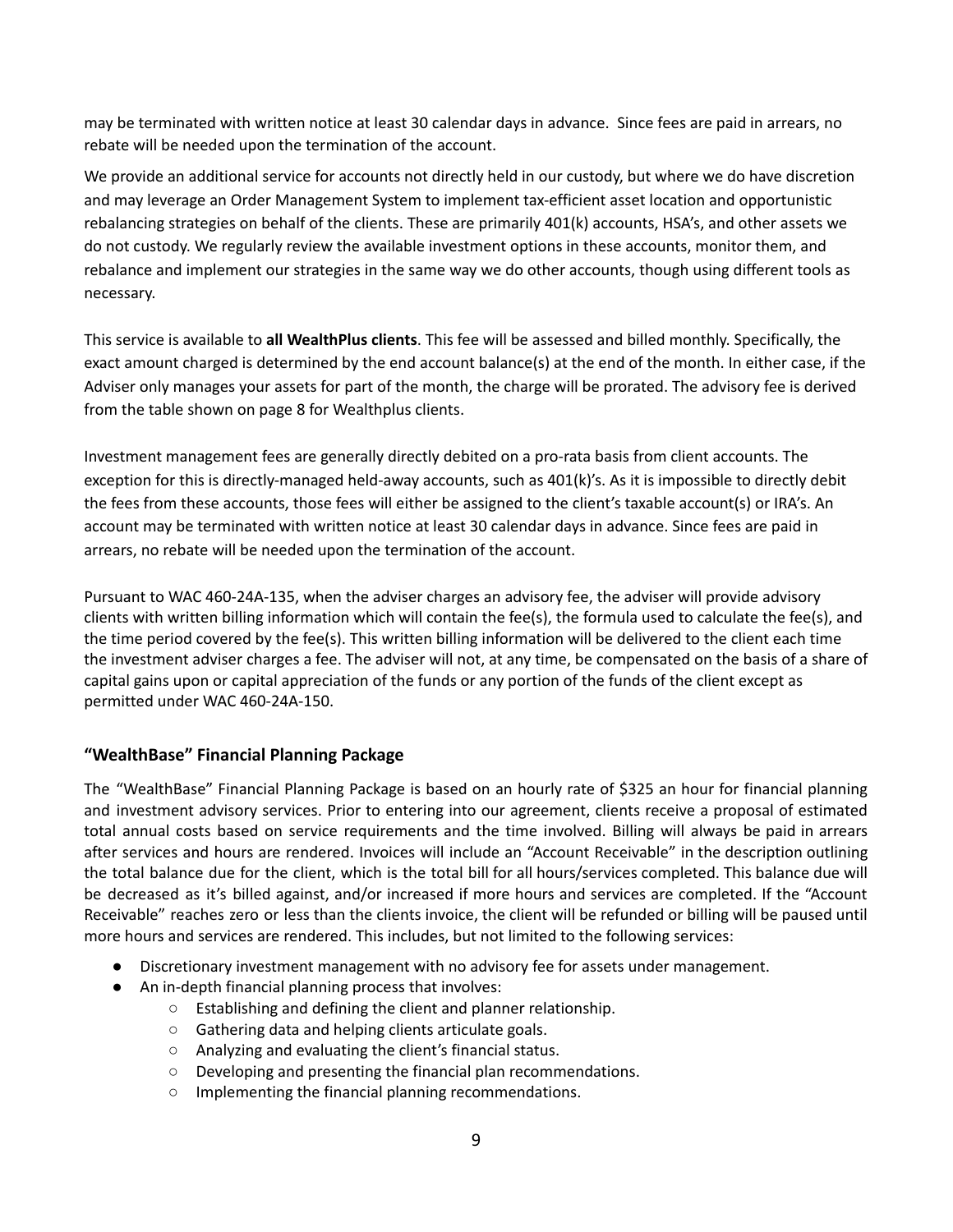may be terminated with written notice at least 30 calendar days in advance.  Since fees are paid in arrears, no rebate will be needed upon the termination of the account.

We provide an additional service for accounts not directly held in our custody, but where we do have discretion and may leverage an Order Management System to implement tax-efficient asset location and opportunistic rebalancing strategies on behalf of the clients. These are primarily 401(k) accounts, HSA's, and other assets we do not custody. We regularly review the available investment options in these accounts, monitor them, and rebalance and implement our strategies in the same way we do other accounts, though using different tools as necessary.

This service is available to **all WealthPlus clients**. This fee will be assessed and billed monthly. Specifically, the exact amount charged is determined by the end account balance(s) at the end of the month. In either case, if the Adviser only manages your assets for part of the month, the charge will be prorated. The advisory fee is derived from the table shown on page 8 for Wealthplus clients.

Investment management fees are generally directly debited on a pro-rata basis from client accounts. The exception for this is directly-managed held-away accounts, such as 401(k)'s. As it is impossible to directly debit the fees from these accounts, those fees will either be assigned to the client's taxable account(s) or IRA's. An account may be terminated with written notice at least 30 calendar days in advance. Since fees are paid in arrears, no rebate will be needed upon the termination of the account.

Pursuant to WAC 460-24A-135, when the adviser charges an advisory fee, the adviser will provide advisory clients with written billing information which will contain the fee(s), the formula used to calculate the fee(s), and the time period covered by the fee(s). This written billing information will be delivered to the client each time the investment adviser charges a fee. The adviser will not, at any time, be compensated on the basis of a share of capital gains upon or capital appreciation of the funds or any portion of the funds of the client except as permitted under WAC 460-24A-150.

### "WealthBase" Financial Planning Package

The "WealthBase" Financial Planning Package is based on an hourly rate of $325 an hour for financial planning and investment advisory services. Prior to entering into our agreement, clients receive a proposal of estimated total annual costs based on service requirements and the time involved. Billing will always be paid in arrears after services and hours are rendered. Invoices will include an "Account Receivable" in the description outlining the total balance due for the client, which is the total bill for all hours/services completed. This balance due will be decreased as it's billed against, and/or increased if more hours and services are completed. If the "Account Receivable" reaches zero or less than the clients invoice, the client will be refunded or billing will be paused until more hours and services are rendered. This includes, but not limited to the following services:

- Discretionary investment management with no advisory fee for assets under management.
- An in-depth financial planning process that involves:
  - Establishing and defining the client and planner relationship.
  - Gathering data and helping clients articulate goals.
  - Analyzing and evaluating the client's financial status.
  - Developing and presenting the financial plan recommendations.
  - Implementing the financial planning recommendations.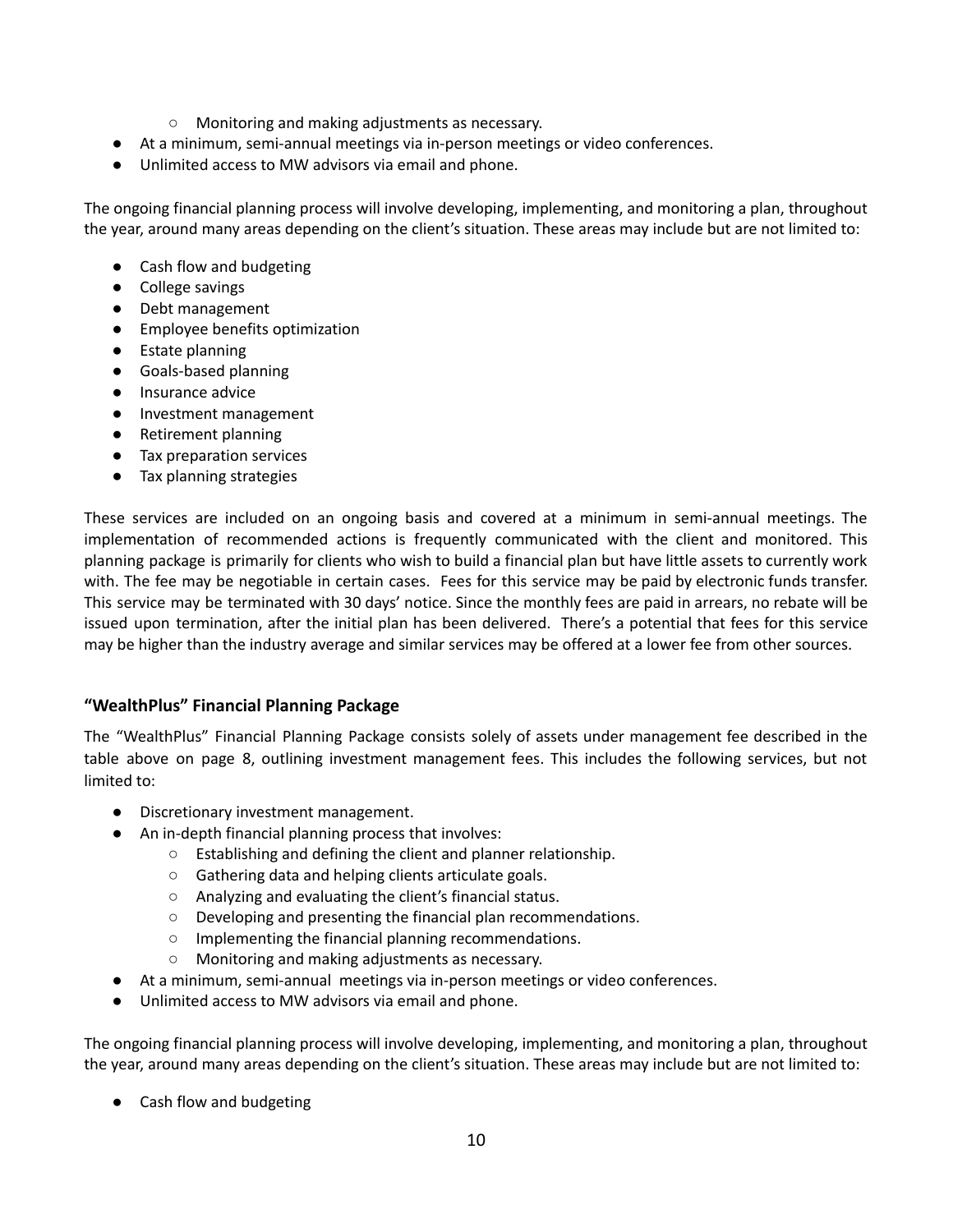- Monitoring and making adjustments as necessary.
- At a minimum, semi-annual meetings via in-person meetings or video conferences.
- Unlimited access to MW advisors via email and phone.

The ongoing financial planning process will involve developing, implementing, and monitoring a plan, throughout the year, around many areas depending on the client's situation. These areas may include but are not limited to:

- Cash flow and budgeting
- College savings
- Debt management
- Employee benefits optimization
- Estate planning
- Goals-based planning
- Insurance advice
- Investment management
- Retirement planning
- Tax preparation services
- Tax planning strategies

These services are included on an ongoing basis and covered at a minimum in semi-annual meetings. The implementation of recommended actions is frequently communicated with the client and monitored. This planning package is primarily for clients who wish to build a financial plan but have little assets to currently work with. The fee may be negotiable in certain cases. Fees for this service may be paid by electronic funds transfer. This service may be terminated with 30 days' notice. Since the monthly fees are paid in arrears, no rebate will be issued upon termination, after the initial plan has been delivered. There's a potential that fees for this service may be higher than the industry average and similar services may be offered at a lower fee from other sources.

### "WealthPlus" Financial Planning Package

The "WealthPlus" Financial Planning Package consists solely of assets under management fee described in the table above on page 8, outlining investment management fees. This includes the following services, but not limited to:

- Discretionary investment management.
- An in-depth financial planning process that involves:
    - Establishing and defining the client and planner relationship.
    - Gathering data and helping clients articulate goals.
    - Analyzing and evaluating the client's financial status.
    - Developing and presenting the financial plan recommendations.
    - Implementing the financial planning recommendations.
    - Monitoring and making adjustments as necessary.
- At a minimum, semi-annual meetings via in-person meetings or video conferences.
- Unlimited access to MW advisors via email and phone.

The ongoing financial planning process will involve developing, implementing, and monitoring a plan, throughout the year, around many areas depending on the client's situation. These areas may include but are not limited to:

- Cash flow and budgeting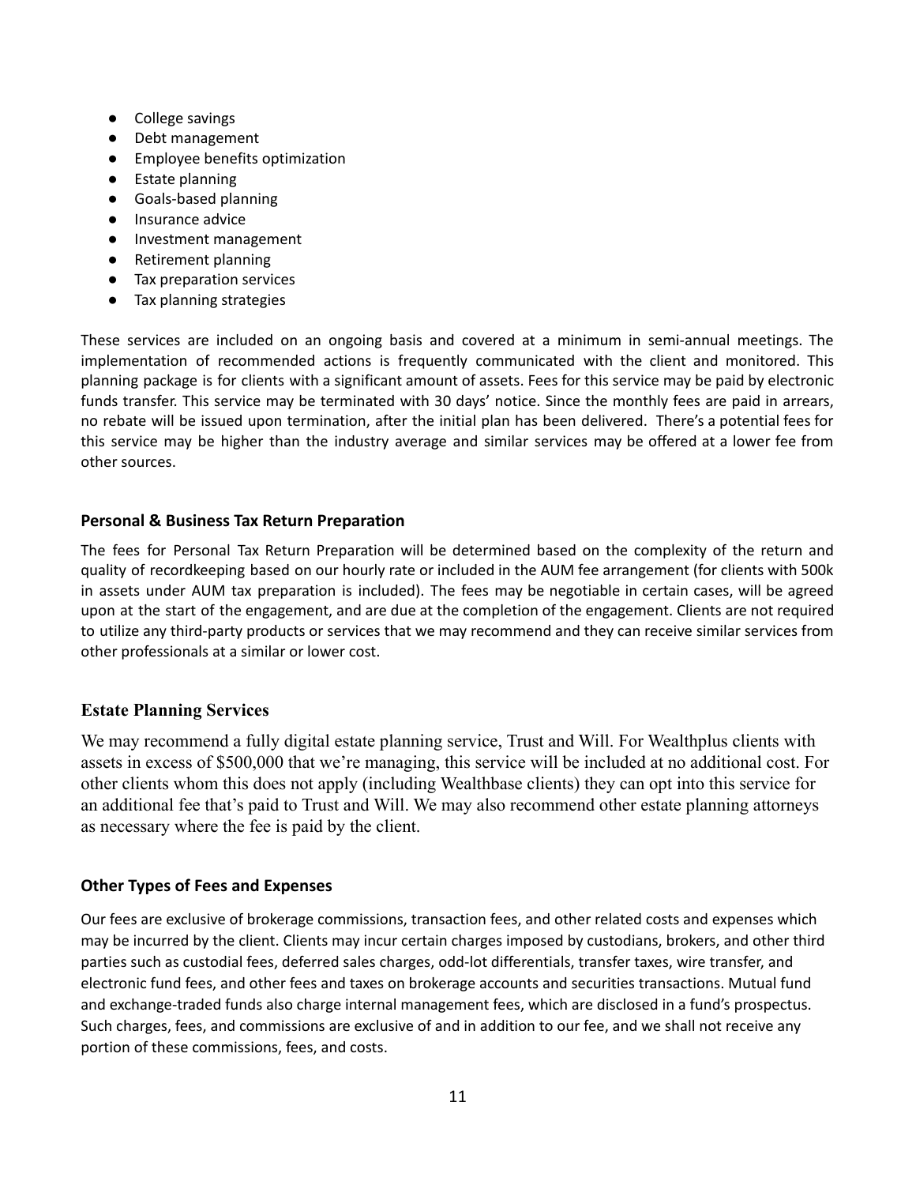- College savings
- Debt management
- Employee benefits optimization
- Estate planning
- Goals-based planning
- Insurance advice
- Investment management
- Retirement planning
- Tax preparation services
- Tax planning strategies

These services are included on an ongoing basis and covered at a minimum in semi-annual meetings. The implementation of recommended actions is frequently communicated with the client and monitored. This planning package is for clients with a significant amount of assets. Fees for this service may be paid by electronic funds transfer. This service may be terminated with 30 days' notice. Since the monthly fees are paid in arrears, no rebate will be issued upon termination, after the initial plan has been delivered. There's a potential fees for this service may be higher than the industry average and similar services may be offered at a lower fee from other sources.

**Personal & Business Tax Return Preparation**

The fees for Personal Tax Return Preparation will be determined based on the complexity of the return and quality of recordkeeping based on our hourly rate or included in the AUM fee arrangement (for clients with 500k in assets under AUM tax preparation is included). The fees may be negotiable in certain cases, will be agreed upon at the start of the engagement, and are due at the completion of the engagement. Clients are not required to utilize any third-party products or services that we may recommend and they can receive similar services from other professionals at a similar or lower cost.

**Estate Planning Services**

We may recommend a fully digital estate planning service, Trust and Will. For Wealthplus clients with assets in excess of $500,000 that we're managing, this service will be included at no additional cost. For other clients whom this does not apply (including Wealthbase clients) they can opt into this service for an additional fee that's paid to Trust and Will. We may also recommend other estate planning attorneys as necessary where the fee is paid by the client.

**Other Types of Fees and Expenses**

Our fees are exclusive of brokerage commissions, transaction fees, and other related costs and expenses which may be incurred by the client. Clients may incur certain charges imposed by custodians, brokers, and other third parties such as custodial fees, deferred sales charges, odd-lot differentials, transfer taxes, wire transfer, and electronic fund fees, and other fees and taxes on brokerage accounts and securities transactions. Mutual fund and exchange-traded funds also charge internal management fees, which are disclosed in a fund's prospectus. Such charges, fees, and commissions are exclusive of and in addition to our fee, and we shall not receive any portion of these commissions, fees, and costs.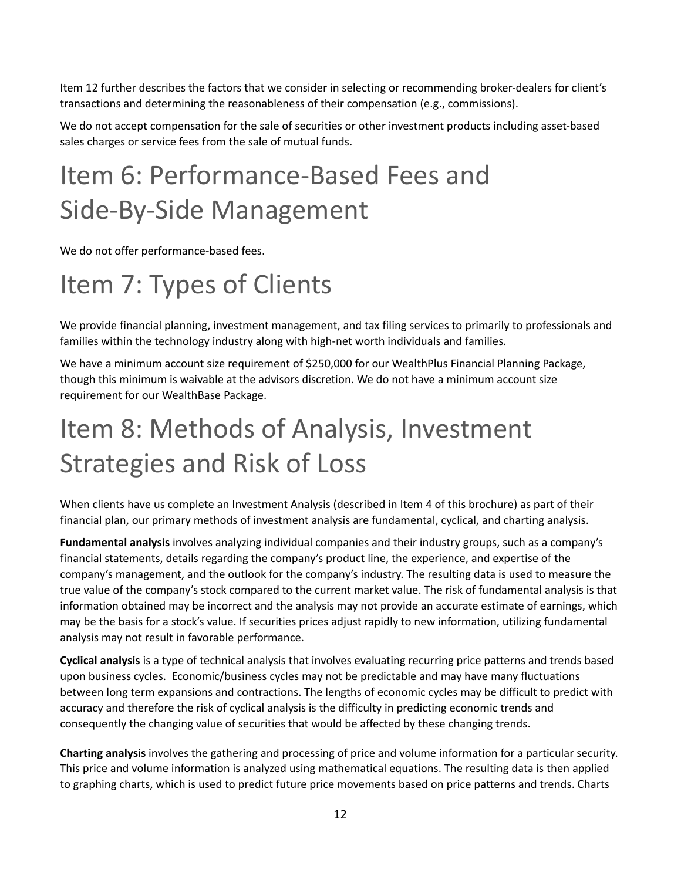Item 12 further describes the factors that we consider in selecting or recommending broker-dealers for client's transactions and determining the reasonableness of their compensation (e.g., commissions).

We do not accept compensation for the sale of securities or other investment products including asset-based sales charges or service fees from the sale of mutual funds.

# Item 6: Performance-Based Fees and Side-By-Side Management

We do not offer performance-based fees.

# Item 7: Types of Clients

We provide financial planning, investment management, and tax filing services to primarily to professionals and families within the technology industry along with high-net worth individuals and families.

We have a minimum account size requirement of $250,000 for our WealthPlus Financial Planning Package, though this minimum is waivable at the advisors discretion. We do not have a minimum account size requirement for our WealthBase Package.

# Item 8: Methods of Analysis, Investment Strategies and Risk of Loss

When clients have us complete an Investment Analysis (described in Item 4 of this brochure) as part of their financial plan, our primary methods of investment analysis are fundamental, cyclical, and charting analysis.

**Fundamental analysis** involves analyzing individual companies and their industry groups, such as a company's financial statements, details regarding the company's product line, the experience, and expertise of the company's management, and the outlook for the company's industry. The resulting data is used to measure the true value of the company's stock compared to the current market value. The risk of fundamental analysis is that information obtained may be incorrect and the analysis may not provide an accurate estimate of earnings, which may be the basis for a stock's value. If securities prices adjust rapidly to new information, utilizing fundamental analysis may not result in favorable performance.

**Cyclical analysis** is a type of technical analysis that involves evaluating recurring price patterns and trends based upon business cycles. Economic/business cycles may not be predictable and may have many fluctuations between long term expansions and contractions. The lengths of economic cycles may be difficult to predict with accuracy and therefore the risk of cyclical analysis is the difficulty in predicting economic trends and consequently the changing value of securities that would be affected by these changing trends.

**Charting analysis** involves the gathering and processing of price and volume information for a particular security. This price and volume information is analyzed using mathematical equations. The resulting data is then applied to graphing charts, which is used to predict future price movements based on price patterns and trends. Charts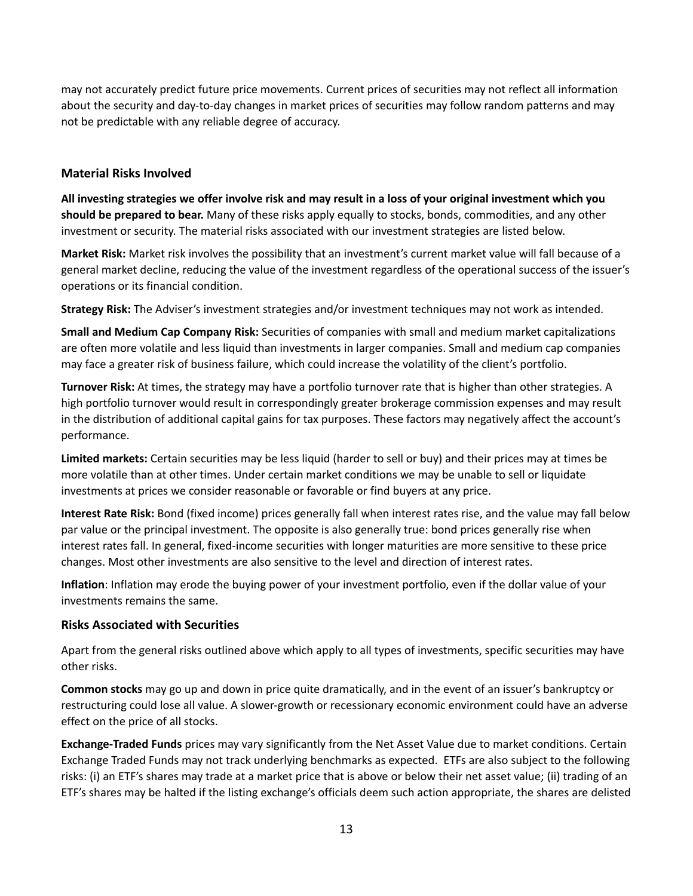may not accurately predict future price movements. Current prices of securities may not reflect all information about the security and day-to-day changes in market prices of securities may follow random patterns and may not be predictable with any reliable degree of accuracy.

### Material Risks Involved

**All investing strategies we offer involve risk and may result in a loss of your original investment which you should be prepared to bear.** Many of these risks apply equally to stocks, bonds, commodities, and any other investment or security. The material risks associated with our investment strategies are listed below.

**Market Risk:** Market risk involves the possibility that an investment's current market value will fall because of a general market decline, reducing the value of the investment regardless of the operational success of the issuer's operations or its financial condition.

**Strategy Risk:** The Adviser's investment strategies and/or investment techniques may not work as intended.

**Small and Medium Cap Company Risk:** Securities of companies with small and medium market capitalizations are often more volatile and less liquid than investments in larger companies. Small and medium cap companies may face a greater risk of business failure, which could increase the volatility of the client's portfolio.

**Turnover Risk:** At times, the strategy may have a portfolio turnover rate that is higher than other strategies. A high portfolio turnover would result in correspondingly greater brokerage commission expenses and may result in the distribution of additional capital gains for tax purposes. These factors may negatively affect the account's performance.

**Limited markets:** Certain securities may be less liquid (harder to sell or buy) and their prices may at times be more volatile than at other times. Under certain market conditions we may be unable to sell or liquidate investments at prices we consider reasonable or favorable or find buyers at any price.

**Interest Rate Risk:** Bond (fixed income) prices generally fall when interest rates rise, and the value may fall below par value or the principal investment. The opposite is also generally true: bond prices generally rise when interest rates fall. In general, fixed-income securities with longer maturities are more sensitive to these price changes. Most other investments are also sensitive to the level and direction of interest rates.

**Inflation**: Inflation may erode the buying power of your investment portfolio, even if the dollar value of your investments remains the same.

### Risks Associated with Securities

Apart from the general risks outlined above which apply to all types of investments, specific securities may have other risks.

**Common stocks** may go up and down in price quite dramatically, and in the event of an issuer's bankruptcy or restructuring could lose all value. A slower-growth or recessionary economic environment could have an adverse effect on the price of all stocks.

**Exchange-Traded Funds** prices may vary significantly from the Net Asset Value due to market conditions. Certain Exchange Traded Funds may not track underlying benchmarks as expected. ETFs are also subject to the following risks: (i) an ETF's shares may trade at a market price that is above or below their net asset value; (ii) trading of an ETF's shares may be halted if the listing exchange's officials deem such action appropriate, the shares are delisted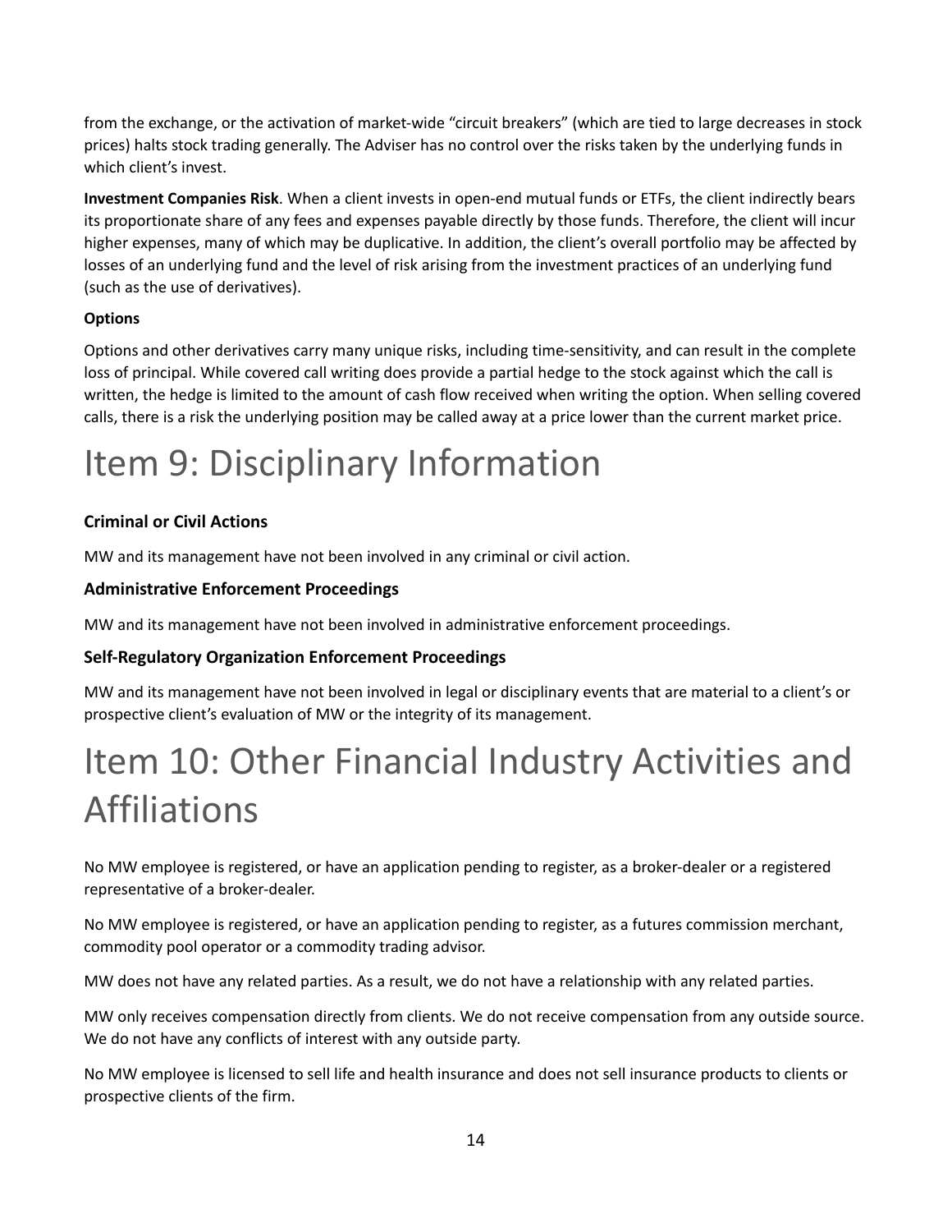from the exchange, or the activation of market-wide "circuit breakers" (which are tied to large decreases in stock prices) halts stock trading generally. The Adviser has no control over the risks taken by the underlying funds in which client's invest.

**Investment Companies Risk**. When a client invests in open-end mutual funds or ETFs, the client indirectly bears its proportionate share of any fees and expenses payable directly by those funds. Therefore, the client will incur higher expenses, many of which may be duplicative. In addition, the client's overall portfolio may be affected by losses of an underlying fund and the level of risk arising from the investment practices of an underlying fund (such as the use of derivatives).

**Options**

Options and other derivatives carry many unique risks, including time-sensitivity, and can result in the complete loss of principal. While covered call writing does provide a partial hedge to the stock against which the call is written, the hedge is limited to the amount of cash flow received when writing the option. When selling covered calls, there is a risk the underlying position may be called away at a price lower than the current market price.

# Item 9: Disciplinary Information

### Criminal or Civil Actions

MW and its management have not been involved in any criminal or civil action.

### Administrative Enforcement Proceedings

MW and its management have not been involved in administrative enforcement proceedings.

### Self-Regulatory Organization Enforcement Proceedings

MW and its management have not been involved in legal or disciplinary events that are material to a client's or prospective client's evaluation of MW or the integrity of its management.

# Item 10: Other Financial Industry Activities and Affiliations

No MW employee is registered, or have an application pending to register, as a broker-dealer or a registered representative of a broker-dealer.

No MW employee is registered, or have an application pending to register, as a futures commission merchant, commodity pool operator or a commodity trading advisor.

MW does not have any related parties. As a result, we do not have a relationship with any related parties.

MW only receives compensation directly from clients. We do not receive compensation from any outside source. We do not have any conflicts of interest with any outside party.

No MW employee is licensed to sell life and health insurance and does not sell insurance products to clients or prospective clients of the firm.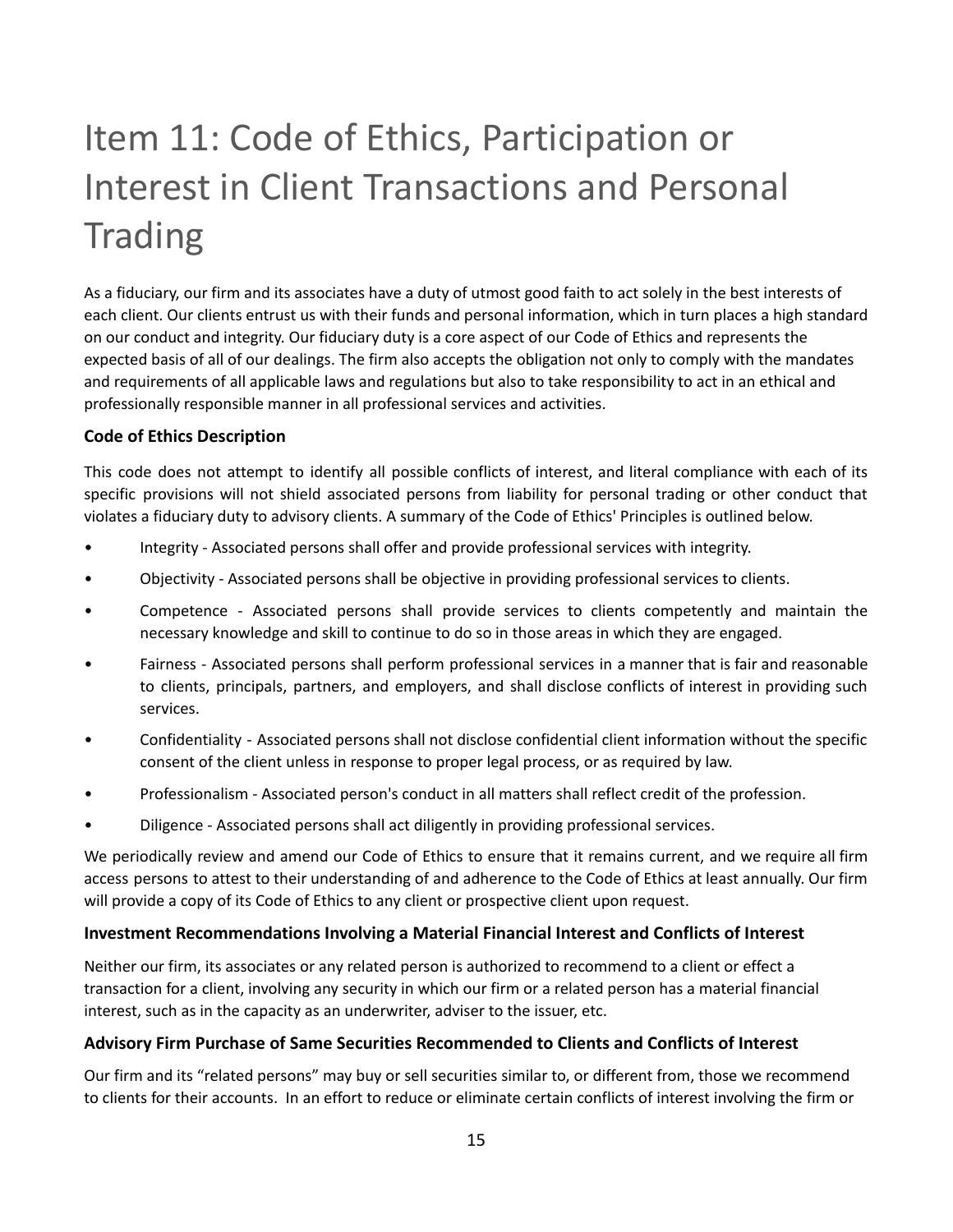# Item 11: Code of Ethics, Participation or Interest in Client Transactions and Personal Trading

As a fiduciary, our firm and its associates have a duty of utmost good faith to act solely in the best interests of each client. Our clients entrust us with their funds and personal information, which in turn places a high standard on our conduct and integrity. Our fiduciary duty is a core aspect of our Code of Ethics and represents the expected basis of all of our dealings. The firm also accepts the obligation not only to comply with the mandates and requirements of all applicable laws and regulations but also to take responsibility to act in an ethical and professionally responsible manner in all professional services and activities.

### Code of Ethics Description

This code does not attempt to identify all possible conflicts of interest, and literal compliance with each of its specific provisions will not shield associated persons from liability for personal trading or other conduct that violates a fiduciary duty to advisory clients. A summary of the Code of Ethics' Principles is outlined below.

- Integrity - Associated persons shall offer and provide professional services with integrity.
- Objectivity - Associated persons shall be objective in providing professional services to clients.
- Competence - Associated persons shall provide services to clients competently and maintain the necessary knowledge and skill to continue to do so in those areas in which they are engaged.
- Fairness - Associated persons shall perform professional services in a manner that is fair and reasonable to clients, principals, partners, and employers, and shall disclose conflicts of interest in providing such services.
- Confidentiality - Associated persons shall not disclose confidential client information without the specific consent of the client unless in response to proper legal process, or as required by law.
- Professionalism - Associated person's conduct in all matters shall reflect credit of the profession.
- Diligence - Associated persons shall act diligently in providing professional services.

We periodically review and amend our Code of Ethics to ensure that it remains current, and we require all firm access persons to attest to their understanding of and adherence to the Code of Ethics at least annually. Our firm will provide a copy of its Code of Ethics to any client or prospective client upon request.

### Investment Recommendations Involving a Material Financial Interest and Conflicts of Interest

Neither our firm, its associates or any related person is authorized to recommend to a client or effect a transaction for a client, involving any security in which our firm or a related person has a material financial interest, such as in the capacity as an underwriter, adviser to the issuer, etc.

### Advisory Firm Purchase of Same Securities Recommended to Clients and Conflicts of Interest

Our firm and its "related persons" may buy or sell securities similar to, or different from, those we recommend to clients for their accounts. In an effort to reduce or eliminate certain conflicts of interest involving the firm or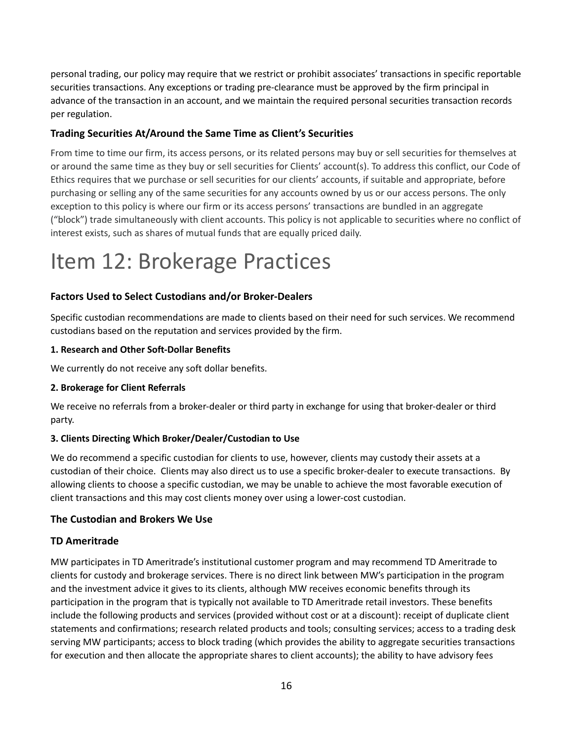personal trading, our policy may require that we restrict or prohibit associates' transactions in specific reportable securities transactions. Any exceptions or trading pre-clearance must be approved by the firm principal in advance of the transaction in an account, and we maintain the required personal securities transaction records per regulation.

### Trading Securities At/Around the Same Time as Client's Securities

From time to time our firm, its access persons, or its related persons may buy or sell securities for themselves at or around the same time as they buy or sell securities for Clients' account(s). To address this conflict, our Code of Ethics requires that we purchase or sell securities for our clients' accounts, if suitable and appropriate, before purchasing or selling any of the same securities for any accounts owned by us or our access persons. The only exception to this policy is where our firm or its access persons' transactions are bundled in an aggregate ("block") trade simultaneously with client accounts. This policy is not applicable to securities where no conflict of interest exists, such as shares of mutual funds that are equally priced daily.

# Item 12: Brokerage Practices

### Factors Used to Select Custodians and/or Broker-Dealers

Specific custodian recommendations are made to clients based on their need for such services. We recommend custodians based on the reputation and services provided by the firm.

**1. Research and Other Soft-Dollar Benefits**

We currently do not receive any soft dollar benefits.

**2. Brokerage for Client Referrals**

We receive no referrals from a broker-dealer or third party in exchange for using that broker-dealer or third party.

**3. Clients Directing Which Broker/Dealer/Custodian to Use**

We do recommend a specific custodian for clients to use, however, clients may custody their assets at a custodian of their choice. Clients may also direct us to use a specific broker-dealer to execute transactions. By allowing clients to choose a specific custodian, we may be unable to achieve the most favorable execution of client transactions and this may cost clients money over using a lower-cost custodian.

### The Custodian and Brokers We Use

### TD Ameritrade

MW participates in TD Ameritrade's institutional customer program and may recommend TD Ameritrade to clients for custody and brokerage services. There is no direct link between MW's participation in the program and the investment advice it gives to its clients, although MW receives economic benefits through its participation in the program that is typically not available to TD Ameritrade retail investors. These benefits include the following products and services (provided without cost or at a discount): receipt of duplicate client statements and confirmations; research related products and tools; consulting services; access to a trading desk serving MW participants; access to block trading (which provides the ability to aggregate securities transactions for execution and then allocate the appropriate shares to client accounts); the ability to have advisory fees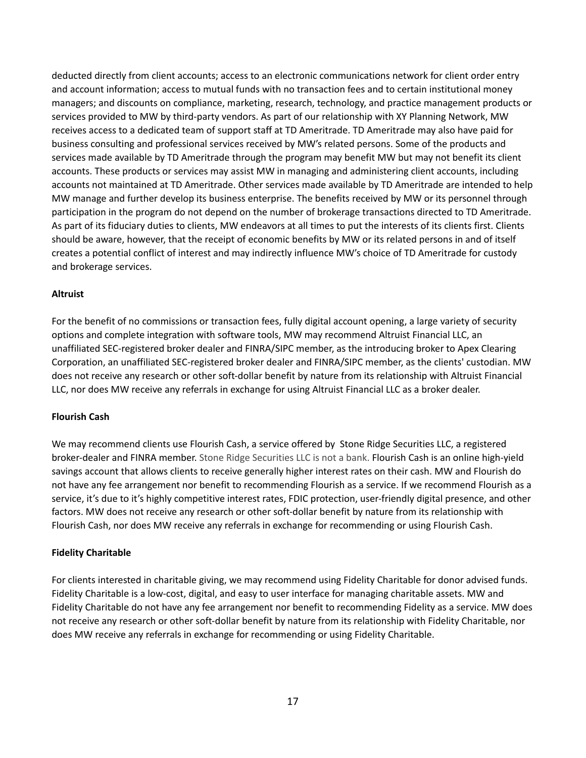deducted directly from client accounts; access to an electronic communications network for client order entry and account information; access to mutual funds with no transaction fees and to certain institutional money managers; and discounts on compliance, marketing, research, technology, and practice management products or services provided to MW by third-party vendors. As part of our relationship with XY Planning Network, MW receives access to a dedicated team of support staff at TD Ameritrade. TD Ameritrade may also have paid for business consulting and professional services received by MW's related persons. Some of the products and services made available by TD Ameritrade through the program may benefit MW but may not benefit its client accounts. These products or services may assist MW in managing and administering client accounts, including accounts not maintained at TD Ameritrade. Other services made available by TD Ameritrade are intended to help MW manage and further develop its business enterprise. The benefits received by MW or its personnel through participation in the program do not depend on the number of brokerage transactions directed to TD Ameritrade. As part of its fiduciary duties to clients, MW endeavors at all times to put the interests of its clients first. Clients should be aware, however, that the receipt of economic benefits by MW or its related persons in and of itself creates a potential conflict of interest and may indirectly influence MW's choice of TD Ameritrade for custody and brokerage services.

**Altruist**

For the benefit of no commissions or transaction fees, fully digital account opening, a large variety of security options and complete integration with software tools, MW may recommend Altruist Financial LLC, an unaffiliated SEC-registered broker dealer and FINRA/SIPC member, as the introducing broker to Apex Clearing Corporation, an unaffiliated SEC-registered broker dealer and FINRA/SIPC member, as the clients' custodian. MW does not receive any research or other soft-dollar benefit by nature from its relationship with Altruist Financial LLC, nor does MW receive any referrals in exchange for using Altruist Financial LLC as a broker dealer.

**Flourish Cash**

We may recommend clients use Flourish Cash, a service offered by Stone Ridge Securities LLC, a registered broker-dealer and FINRA member. Stone Ridge Securities LLC is not a bank. Flourish Cash is an online high-yield savings account that allows clients to receive generally higher interest rates on their cash. MW and Flourish do not have any fee arrangement nor benefit to recommending Flourish as a service. If we recommend Flourish as a service, it's due to it's highly competitive interest rates, FDIC protection, user-friendly digital presence, and other factors. MW does not receive any research or other soft-dollar benefit by nature from its relationship with Flourish Cash, nor does MW receive any referrals in exchange for recommending or using Flourish Cash.

**Fidelity Charitable**

For clients interested in charitable giving, we may recommend using Fidelity Charitable for donor advised funds. Fidelity Charitable is a low-cost, digital, and easy to user interface for managing charitable assets. MW and Fidelity Charitable do not have any fee arrangement nor benefit to recommending Fidelity as a service. MW does not receive any research or other soft-dollar benefit by nature from its relationship with Fidelity Charitable, nor does MW receive any referrals in exchange for recommending or using Fidelity Charitable.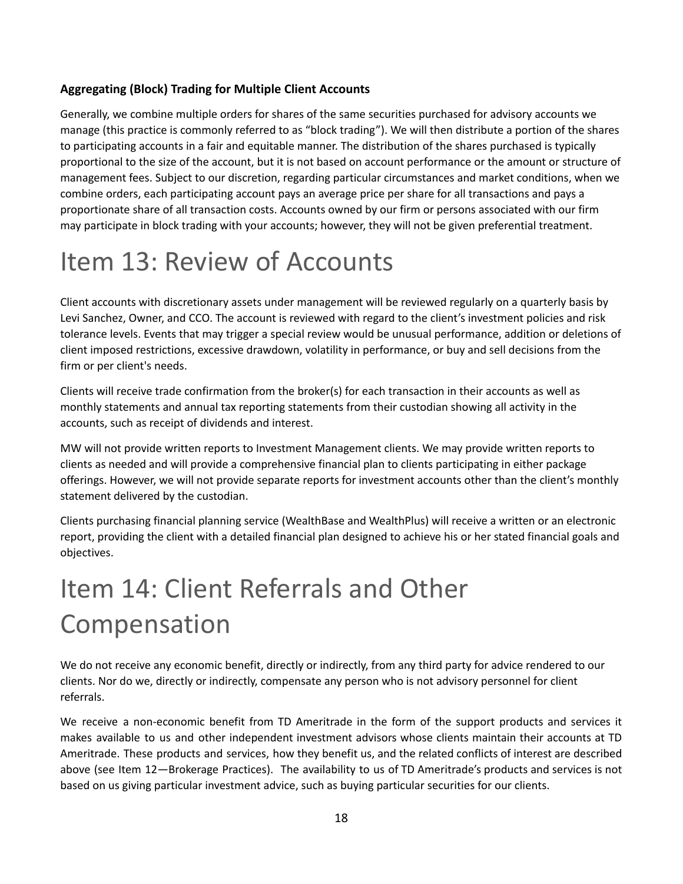### Aggregating (Block) Trading for Multiple Client Accounts

Generally, we combine multiple orders for shares of the same securities purchased for advisory accounts we manage (this practice is commonly referred to as "block trading"). We will then distribute a portion of the shares to participating accounts in a fair and equitable manner. The distribution of the shares purchased is typically proportional to the size of the account, but it is not based on account performance or the amount or structure of management fees. Subject to our discretion, regarding particular circumstances and market conditions, when we combine orders, each participating account pays an average price per share for all transactions and pays a proportionate share of all transaction costs. Accounts owned by our firm or persons associated with our firm may participate in block trading with your accounts; however, they will not be given preferential treatment.

# Item 13: Review of Accounts

Client accounts with discretionary assets under management will be reviewed regularly on a quarterly basis by Levi Sanchez, Owner, and CCO. The account is reviewed with regard to the client's investment policies and risk tolerance levels. Events that may trigger a special review would be unusual performance, addition or deletions of client imposed restrictions, excessive drawdown, volatility in performance, or buy and sell decisions from the firm or per client's needs.

Clients will receive trade confirmation from the broker(s) for each transaction in their accounts as well as monthly statements and annual tax reporting statements from their custodian showing all activity in the accounts, such as receipt of dividends and interest.

MW will not provide written reports to Investment Management clients. We may provide written reports to clients as needed and will provide a comprehensive financial plan to clients participating in either package offerings. However, we will not provide separate reports for investment accounts other than the client's monthly statement delivered by the custodian.

Clients purchasing financial planning service (WealthBase and WealthPlus) will receive a written or an electronic report, providing the client with a detailed financial plan designed to achieve his or her stated financial goals and objectives.

# Item 14: Client Referrals and Other Compensation

We do not receive any economic benefit, directly or indirectly, from any third party for advice rendered to our clients. Nor do we, directly or indirectly, compensate any person who is not advisory personnel for client referrals.

We receive a non-economic benefit from TD Ameritrade in the form of the support products and services it makes available to us and other independent investment advisors whose clients maintain their accounts at TD Ameritrade. These products and services, how they benefit us, and the related conflicts of interest are described above (see Item 12—Brokerage Practices). The availability to us of TD Ameritrade's products and services is not based on us giving particular investment advice, such as buying particular securities for our clients.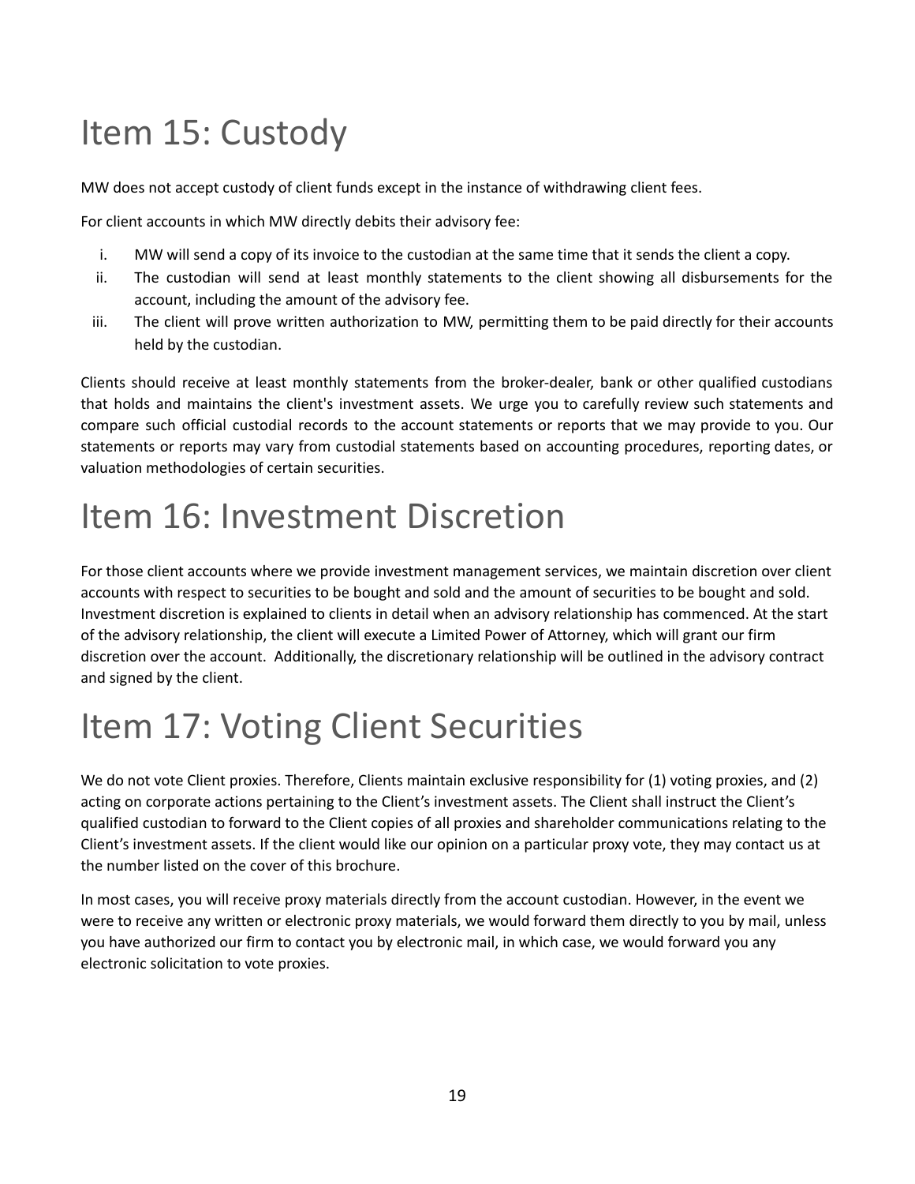# Item 15: Custody

MW does not accept custody of client funds except in the instance of withdrawing client fees.

For client accounts in which MW directly debits their advisory fee:

i. MW will send a copy of its invoice to the custodian at the same time that it sends the client a copy.
ii. The custodian will send at least monthly statements to the client showing all disbursements for the account, including the amount of the advisory fee.
iii. The client will prove written authorization to MW, permitting them to be paid directly for their accounts held by the custodian.

Clients should receive at least monthly statements from the broker-dealer, bank or other qualified custodians that holds and maintains the client's investment assets. We urge you to carefully review such statements and compare such official custodial records to the account statements or reports that we may provide to you. Our statements or reports may vary from custodial statements based on accounting procedures, reporting dates, or valuation methodologies of certain securities.

# Item 16: Investment Discretion

For those client accounts where we provide investment management services, we maintain discretion over client accounts with respect to securities to be bought and sold and the amount of securities to be bought and sold. Investment discretion is explained to clients in detail when an advisory relationship has commenced. At the start of the advisory relationship, the client will execute a Limited Power of Attorney, which will grant our firm discretion over the account. Additionally, the discretionary relationship will be outlined in the advisory contract and signed by the client.

# Item 17: Voting Client Securities

We do not vote Client proxies. Therefore, Clients maintain exclusive responsibility for (1) voting proxies, and (2) acting on corporate actions pertaining to the Client's investment assets. The Client shall instruct the Client's qualified custodian to forward to the Client copies of all proxies and shareholder communications relating to the Client's investment assets. If the client would like our opinion on a particular proxy vote, they may contact us at the number listed on the cover of this brochure.

In most cases, you will receive proxy materials directly from the account custodian. However, in the event we were to receive any written or electronic proxy materials, we would forward them directly to you by mail, unless you have authorized our firm to contact you by electronic mail, in which case, we would forward you any electronic solicitation to vote proxies.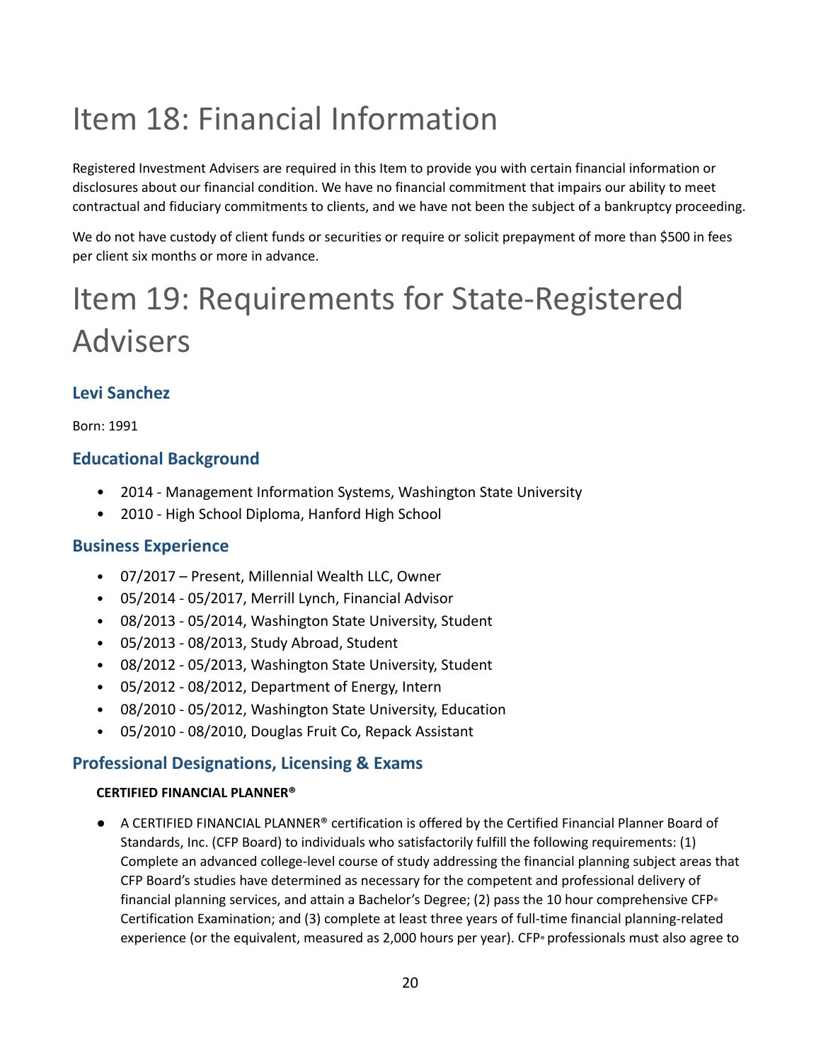# Item 18: Financial Information

Registered Investment Advisers are required in this Item to provide you with certain financial information or disclosures about our financial condition. We have no financial commitment that impairs our ability to meet contractual and fiduciary commitments to clients, and we have not been the subject of a bankruptcy proceeding.

We do not have custody of client funds or securities or require or solicit prepayment of more than $500 in fees per client six months or more in advance.

# Item 19: Requirements for State-Registered Advisers

### Levi Sanchez

Born: 1991

### Educational Background

- 2014 - Management Information Systems, Washington State University
- 2010 - High School Diploma, Hanford High School

### Business Experience

- 07/2017 – Present, Millennial Wealth LLC, Owner
- 05/2014 - 05/2017, Merrill Lynch, Financial Advisor
- 08/2013 - 05/2014, Washington State University, Student
- 05/2013 - 08/2013, Study Abroad, Student
- 08/2012 - 05/2013, Washington State University, Student
- 05/2012 - 08/2012, Department of Energy, Intern
- 08/2010 - 05/2012, Washington State University, Education
- 05/2010 - 08/2010, Douglas Fruit Co, Repack Assistant

### Professional Designations, Licensing & Exams

**CERTIFIED FINANCIAL PLANNER®**

- A CERTIFIED FINANCIAL PLANNER® certification is offered by the Certified Financial Planner Board of Standards, Inc. (CFP Board) to individuals who satisfactorily fulfill the following requirements: (1) Complete an advanced college-level course of study addressing the financial planning subject areas that CFP Board's studies have determined as necessary for the competent and professional delivery of financial planning services, and attain a Bachelor's Degree; (2) pass the 10 hour comprehensive CFP® Certification Examination; and (3) complete at least three years of full-time financial planning-related experience (or the equivalent, measured as 2,000 hours per year). CFP® professionals must also agree to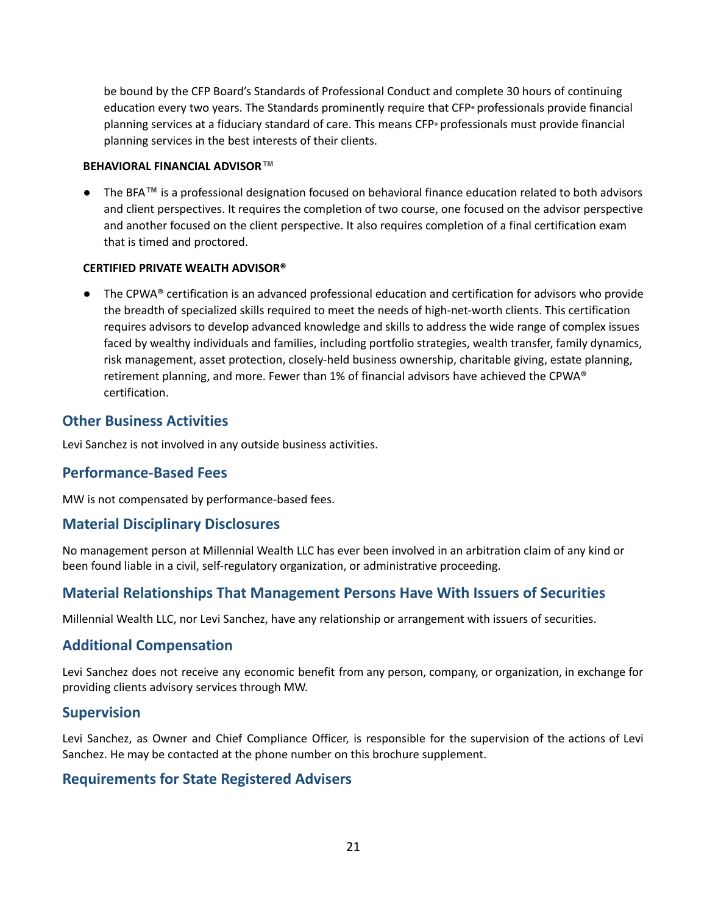be bound by the CFP Board's Standards of Professional Conduct and complete 30 hours of continuing education every two years. The Standards prominently require that CFP® professionals provide financial planning services at a fiduciary standard of care. This means CFP® professionals must provide financial planning services in the best interests of their clients.

**BEHAVIORAL FINANCIAL ADVISOR™**

- The BFA™ is a professional designation focused on behavioral finance education related to both advisors and client perspectives. It requires the completion of two course, one focused on the advisor perspective and another focused on the client perspective. It also requires completion of a final certification exam that is timed and proctored.

**CERTIFIED PRIVATE WEALTH ADVISOR®**

- The CPWA® certification is an advanced professional education and certification for advisors who provide the breadth of specialized skills required to meet the needs of high-net-worth clients. This certification requires advisors to develop advanced knowledge and skills to address the wide range of complex issues faced by wealthy individuals and families, including portfolio strategies, wealth transfer, family dynamics, risk management, asset protection, closely-held business ownership, charitable giving, estate planning, retirement planning, and more. Fewer than 1% of financial advisors have achieved the CPWA® certification.

## Other Business Activities

Levi Sanchez is not involved in any outside business activities.

## Performance-Based Fees

MW is not compensated by performance-based fees.

## Material Disciplinary Disclosures

No management person at Millennial Wealth LLC has ever been involved in an arbitration claim of any kind or been found liable in a civil, self-regulatory organization, or administrative proceeding.

## Material Relationships That Management Persons Have With Issuers of Securities

Millennial Wealth LLC, nor Levi Sanchez, have any relationship or arrangement with issuers of securities.

## Additional Compensation

Levi Sanchez does not receive any economic benefit from any person, company, or organization, in exchange for providing clients advisory services through MW.

## Supervision

Levi Sanchez, as Owner and Chief Compliance Officer, is responsible for the supervision of the actions of Levi Sanchez. He may be contacted at the phone number on this brochure supplement.

## Requirements for State Registered Advisers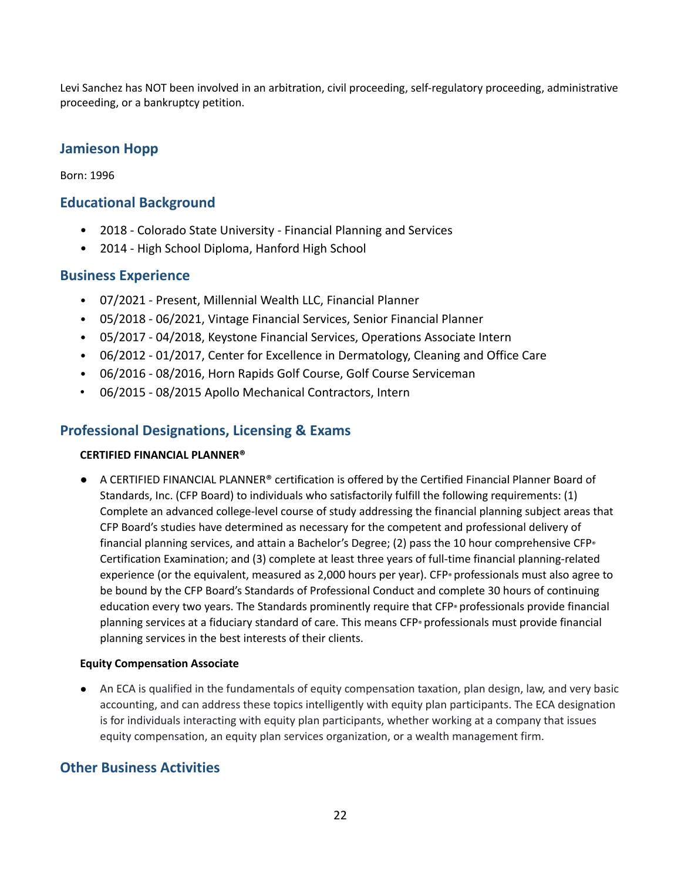Levi Sanchez has NOT been involved in an arbitration, civil proceeding, self-regulatory proceeding, administrative proceeding, or a bankruptcy petition.

## Jamieson Hopp

Born: 1996

## Educational Background

- 2018 - Colorado State University - Financial Planning and Services
- 2014 - High School Diploma, Hanford High School

## Business Experience

- 07/2021 - Present, Millennial Wealth LLC, Financial Planner
- 05/2018 - 06/2021, Vintage Financial Services, Senior Financial Planner
- 05/2017 - 04/2018, Keystone Financial Services, Operations Associate Intern
- 06/2012 - 01/2017, Center for Excellence in Dermatology, Cleaning and Office Care
- 06/2016 - 08/2016, Horn Rapids Golf Course, Golf Course Serviceman
- 06/2015 - 08/2015 Apollo Mechanical Contractors, Intern

## Professional Designations, Licensing & Exams

**CERTIFIED FINANCIAL PLANNER®**

- A CERTIFIED FINANCIAL PLANNER® certification is offered by the Certified Financial Planner Board of Standards, Inc. (CFP Board) to individuals who satisfactorily fulfill the following requirements: (1) Complete an advanced college-level course of study addressing the financial planning subject areas that CFP Board's studies have determined as necessary for the competent and professional delivery of financial planning services, and attain a Bachelor's Degree; (2) pass the 10 hour comprehensive CFP® Certification Examination; and (3) complete at least three years of full-time financial planning-related experience (or the equivalent, measured as 2,000 hours per year). CFP® professionals must also agree to be bound by the CFP Board's Standards of Professional Conduct and complete 30 hours of continuing education every two years. The Standards prominently require that CFP® professionals provide financial planning services at a fiduciary standard of care. This means CFP® professionals must provide financial planning services in the best interests of their clients.

**Equity Compensation Associate**

- An ECA is qualified in the fundamentals of equity compensation taxation, plan design, law, and very basic accounting, and can address these topics intelligently with equity plan participants. The ECA designation is for individuals interacting with equity plan participants, whether working at a company that issues equity compensation, an equity plan services organization, or a wealth management firm.

## Other Business Activities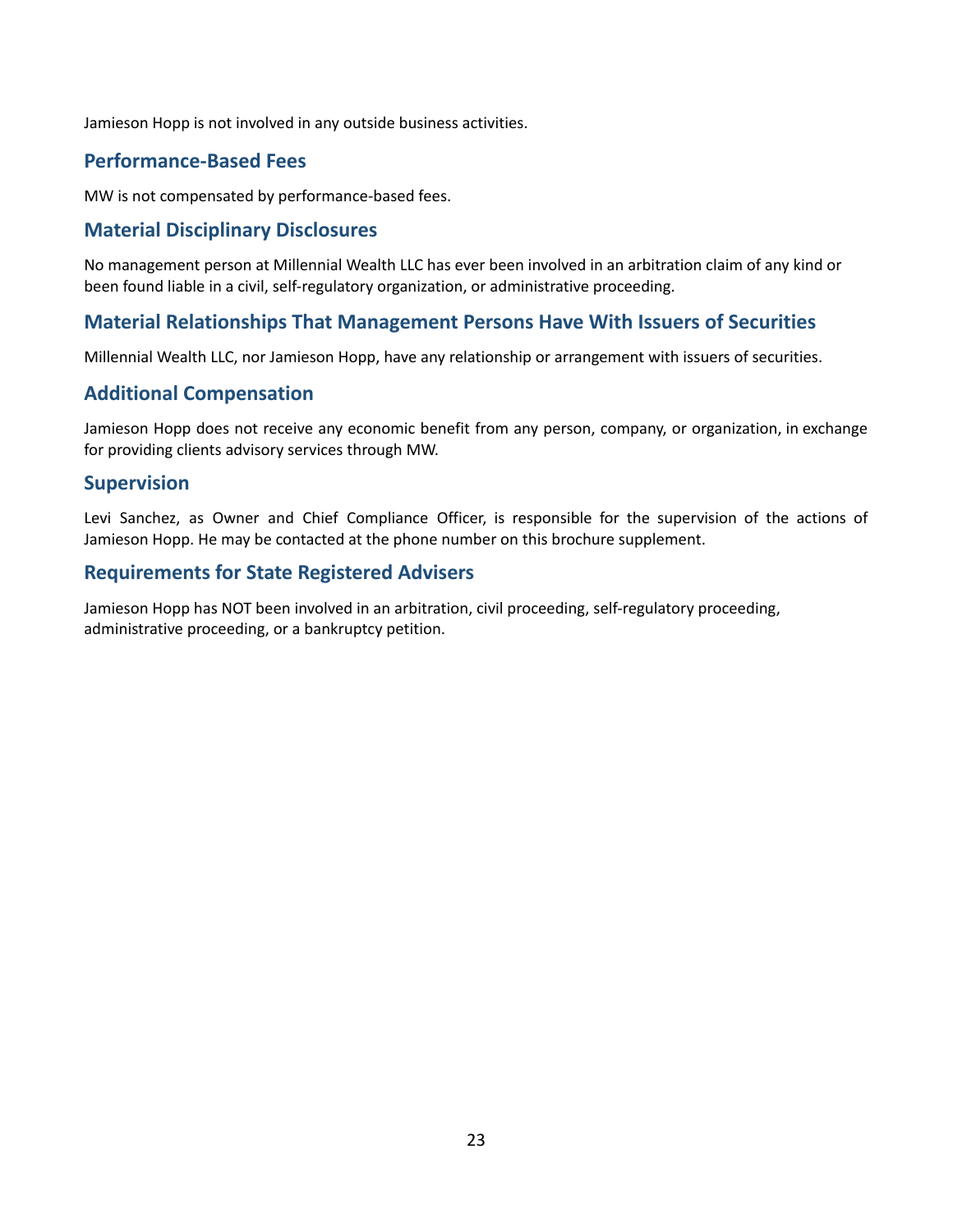Jamieson Hopp is not involved in any outside business activities.

## Performance-Based Fees

MW is not compensated by performance-based fees.

## Material Disciplinary Disclosures

No management person at Millennial Wealth LLC has ever been involved in an arbitration claim of any kind or been found liable in a civil, self-regulatory organization, or administrative proceeding.

## Material Relationships That Management Persons Have With Issuers of Securities

Millennial Wealth LLC, nor Jamieson Hopp, have any relationship or arrangement with issuers of securities.

## Additional Compensation

Jamieson Hopp does not receive any economic benefit from any person, company, or organization, in exchange for providing clients advisory services through MW.

## Supervision

Levi Sanchez, as Owner and Chief Compliance Officer, is responsible for the supervision of the actions of Jamieson Hopp. He may be contacted at the phone number on this brochure supplement.

## Requirements for State Registered Advisers

Jamieson Hopp has NOT been involved in an arbitration, civil proceeding, self-regulatory proceeding, administrative proceeding, or a bankruptcy petition.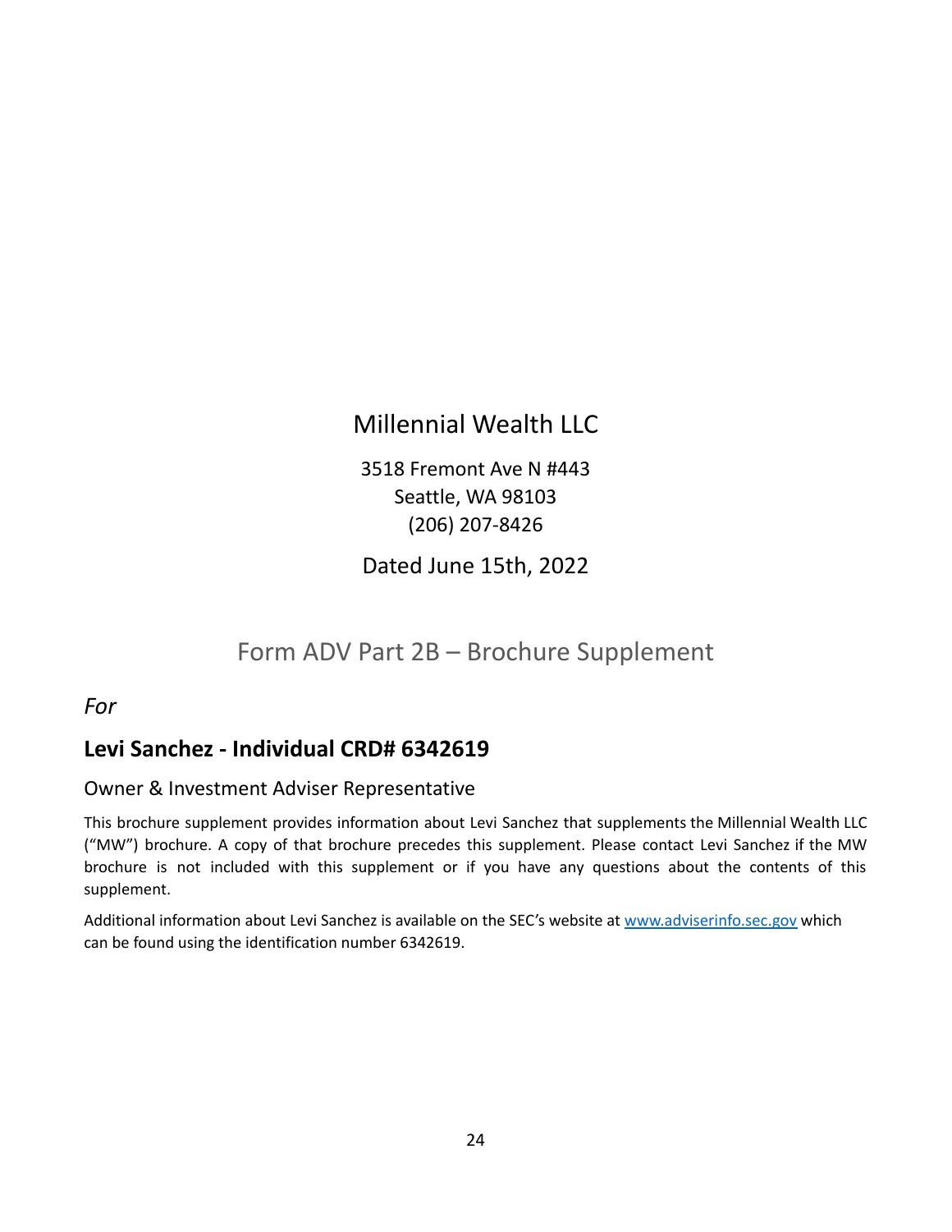# Millennial Wealth LLC

3518 Fremont Ave N #443
Seattle, WA 98103
(206) 207-8426

Dated June 15th, 2022

## Form ADV Part 2B – Brochure Supplement

*For*

### Levi Sanchez - Individual CRD# 6342619

Owner & Investment Adviser Representative

This brochure supplement provides information about Levi Sanchez that supplements the Millennial Wealth LLC ("MW") brochure. A copy of that brochure precedes this supplement. Please contact Levi Sanchez if the MW brochure is not included with this supplement or if you have any questions about the contents of this supplement.

Additional information about Levi Sanchez is available on the SEC's website at [www.adviserinfo.sec.gov](http://www.adviserinfo.sec.gov) which can be found using the identification number 6342619.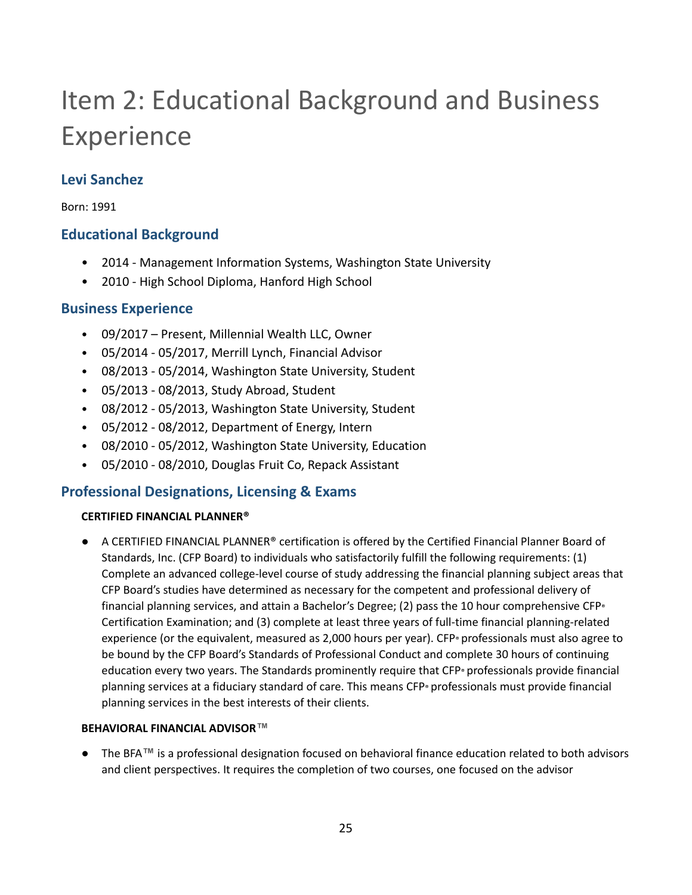# Item 2: Educational Background and Business Experience

## Levi Sanchez

Born: 1991

## Educational Background

- 2014 - Management Information Systems, Washington State University
- 2010 - High School Diploma, Hanford High School

## Business Experience

- 09/2017 – Present, Millennial Wealth LLC, Owner
- 05/2014 - 05/2017, Merrill Lynch, Financial Advisor
- 08/2013 - 05/2014, Washington State University, Student
- 05/2013 - 08/2013, Study Abroad, Student
- 08/2012 - 05/2013, Washington State University, Student
- 05/2012 - 08/2012, Department of Energy, Intern
- 08/2010 - 05/2012, Washington State University, Education
- 05/2010 - 08/2010, Douglas Fruit Co, Repack Assistant

## Professional Designations, Licensing & Exams

**CERTIFIED FINANCIAL PLANNER®**

- A CERTIFIED FINANCIAL PLANNER® certification is offered by the Certified Financial Planner Board of Standards, Inc. (CFP Board) to individuals who satisfactorily fulfill the following requirements: (1) Complete an advanced college-level course of study addressing the financial planning subject areas that CFP Board's studies have determined as necessary for the competent and professional delivery of financial planning services, and attain a Bachelor's Degree; (2) pass the 10 hour comprehensive CFP® Certification Examination; and (3) complete at least three years of full-time financial planning-related experience (or the equivalent, measured as 2,000 hours per year). CFP® professionals must also agree to be bound by the CFP Board's Standards of Professional Conduct and complete 30 hours of continuing education every two years. The Standards prominently require that CFP® professionals provide financial planning services at a fiduciary standard of care. This means CFP® professionals must provide financial planning services in the best interests of their clients.

**BEHAVIORAL FINANCIAL ADVISOR™**

- The BFA™ is a professional designation focused on behavioral finance education related to both advisors and client perspectives. It requires the completion of two courses, one focused on the advisor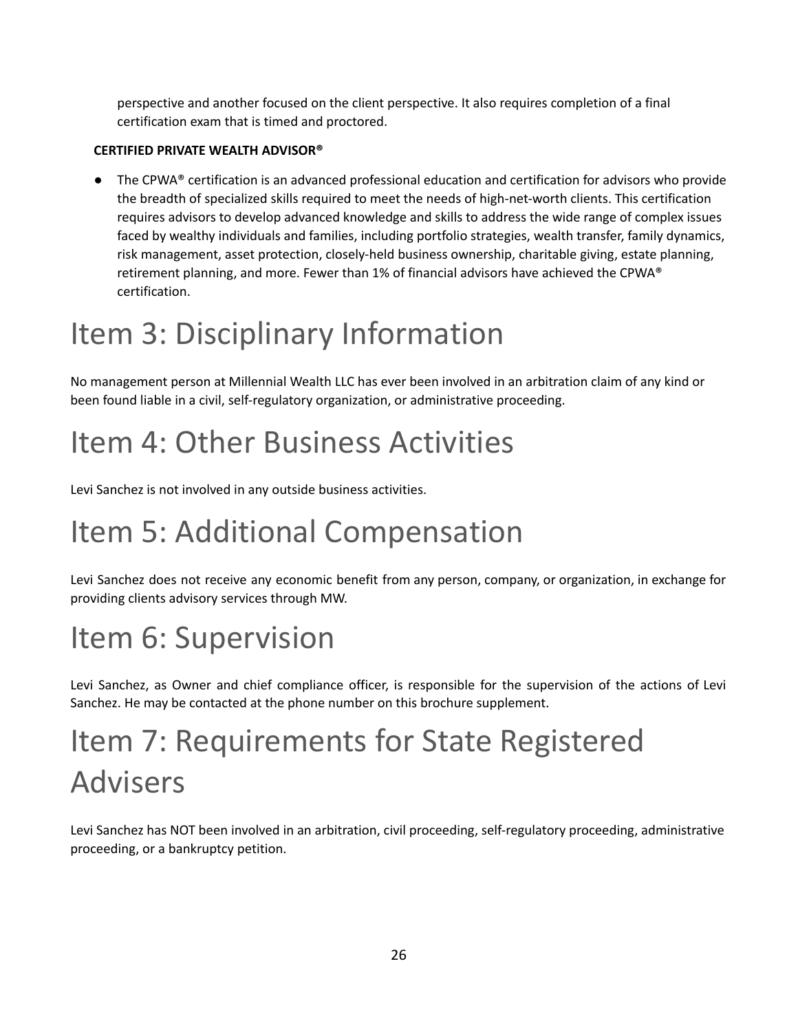perspective and another focused on the client perspective. It also requires completion of a final certification exam that is timed and proctored.

**CERTIFIED PRIVATE WEALTH ADVISOR®**

- The CPWA® certification is an advanced professional education and certification for advisors who provide the breadth of specialized skills required to meet the needs of high-net-worth clients. This certification requires advisors to develop advanced knowledge and skills to address the wide range of complex issues faced by wealthy individuals and families, including portfolio strategies, wealth transfer, family dynamics, risk management, asset protection, closely-held business ownership, charitable giving, estate planning, retirement planning, and more. Fewer than 1% of financial advisors have achieved the CPWA® certification.

# Item 3: Disciplinary Information

No management person at Millennial Wealth LLC has ever been involved in an arbitration claim of any kind or been found liable in a civil, self-regulatory organization, or administrative proceeding.

# Item 4: Other Business Activities

Levi Sanchez is not involved in any outside business activities.

# Item 5: Additional Compensation

Levi Sanchez does not receive any economic benefit from any person, company, or organization, in exchange for providing clients advisory services through MW.

# Item 6: Supervision

Levi Sanchez, as Owner and chief compliance officer, is responsible for the supervision of the actions of Levi Sanchez. He may be contacted at the phone number on this brochure supplement.

# Item 7: Requirements for State Registered Advisers

Levi Sanchez has NOT been involved in an arbitration, civil proceeding, self-regulatory proceeding, administrative proceeding, or a bankruptcy petition.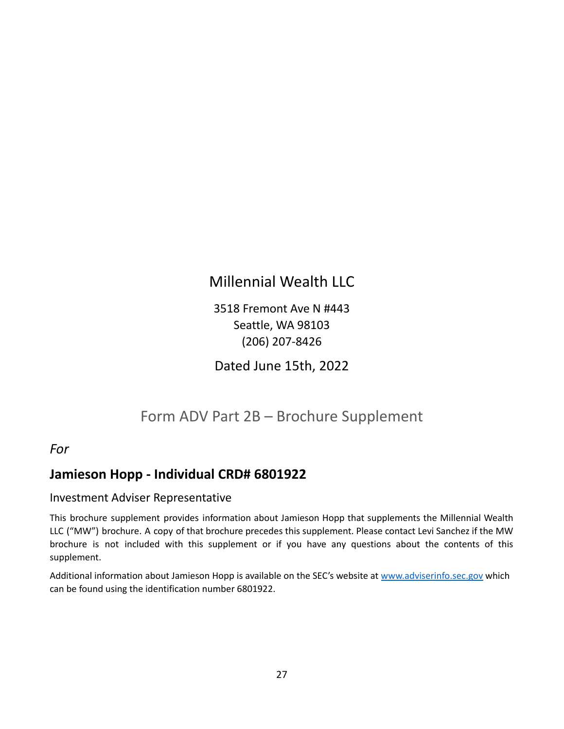# Millennial Wealth LLC

3518 Fremont Ave N #443
Seattle, WA 98103
(206) 207-8426

Dated June 15th, 2022

## Form ADV Part 2B – Brochure Supplement

*For*

### Jamieson Hopp - Individual CRD# 6801922

Investment Adviser Representative

This brochure supplement provides information about Jamieson Hopp that supplements the Millennial Wealth LLC ("MW") brochure. A copy of that brochure precedes this supplement. Please contact Levi Sanchez if the MW brochure is not included with this supplement or if you have any questions about the contents of this supplement.

Additional information about Jamieson Hopp is available on the SEC's website at www.adviserinfo.sec.gov which can be found using the identification number 6801922.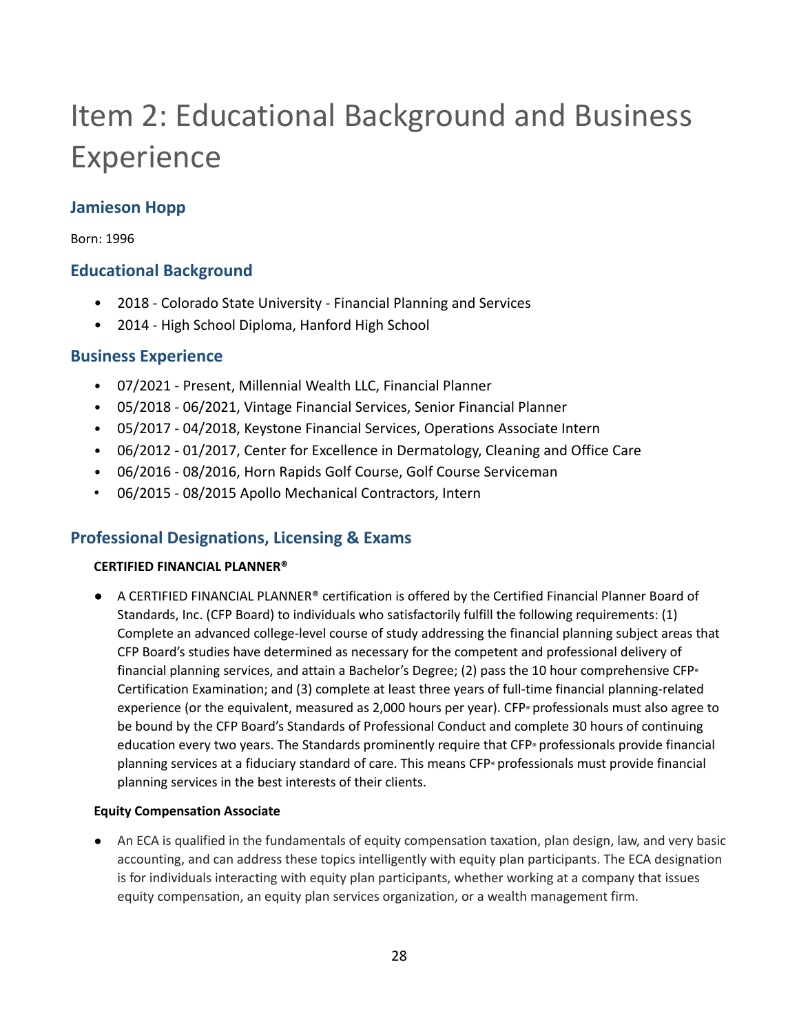# Item 2: Educational Background and Business Experience

## Jamieson Hopp

Born: 1996

## Educational Background

- 2018 - Colorado State University - Financial Planning and Services
- 2014 - High School Diploma, Hanford High School

## Business Experience

- 07/2021 - Present, Millennial Wealth LLC, Financial Planner
- 05/2018 - 06/2021, Vintage Financial Services, Senior Financial Planner
- 05/2017 - 04/2018, Keystone Financial Services, Operations Associate Intern
- 06/2012 - 01/2017, Center for Excellence in Dermatology, Cleaning and Office Care
- 06/2016 - 08/2016, Horn Rapids Golf Course, Golf Course Serviceman
- 06/2015 - 08/2015 Apollo Mechanical Contractors, Intern

## Professional Designations, Licensing & Exams

**CERTIFIED FINANCIAL PLANNER®**

- A CERTIFIED FINANCIAL PLANNER® certification is offered by the Certified Financial Planner Board of Standards, Inc. (CFP Board) to individuals who satisfactorily fulfill the following requirements: (1) Complete an advanced college-level course of study addressing the financial planning subject areas that CFP Board's studies have determined as necessary for the competent and professional delivery of financial planning services, and attain a Bachelor's Degree; (2) pass the 10 hour comprehensive CFP® Certification Examination; and (3) complete at least three years of full-time financial planning-related experience (or the equivalent, measured as 2,000 hours per year). CFP® professionals must also agree to be bound by the CFP Board's Standards of Professional Conduct and complete 30 hours of continuing education every two years. The Standards prominently require that CFP® professionals provide financial planning services at a fiduciary standard of care. This means CFP® professionals must provide financial planning services in the best interests of their clients.

**Equity Compensation Associate**

- An ECA is qualified in the fundamentals of equity compensation taxation, plan design, law, and very basic accounting, and can address these topics intelligently with equity plan participants. The ECA designation is for individuals interacting with equity plan participants, whether working at a company that issues equity compensation, an equity plan services organization, or a wealth management firm.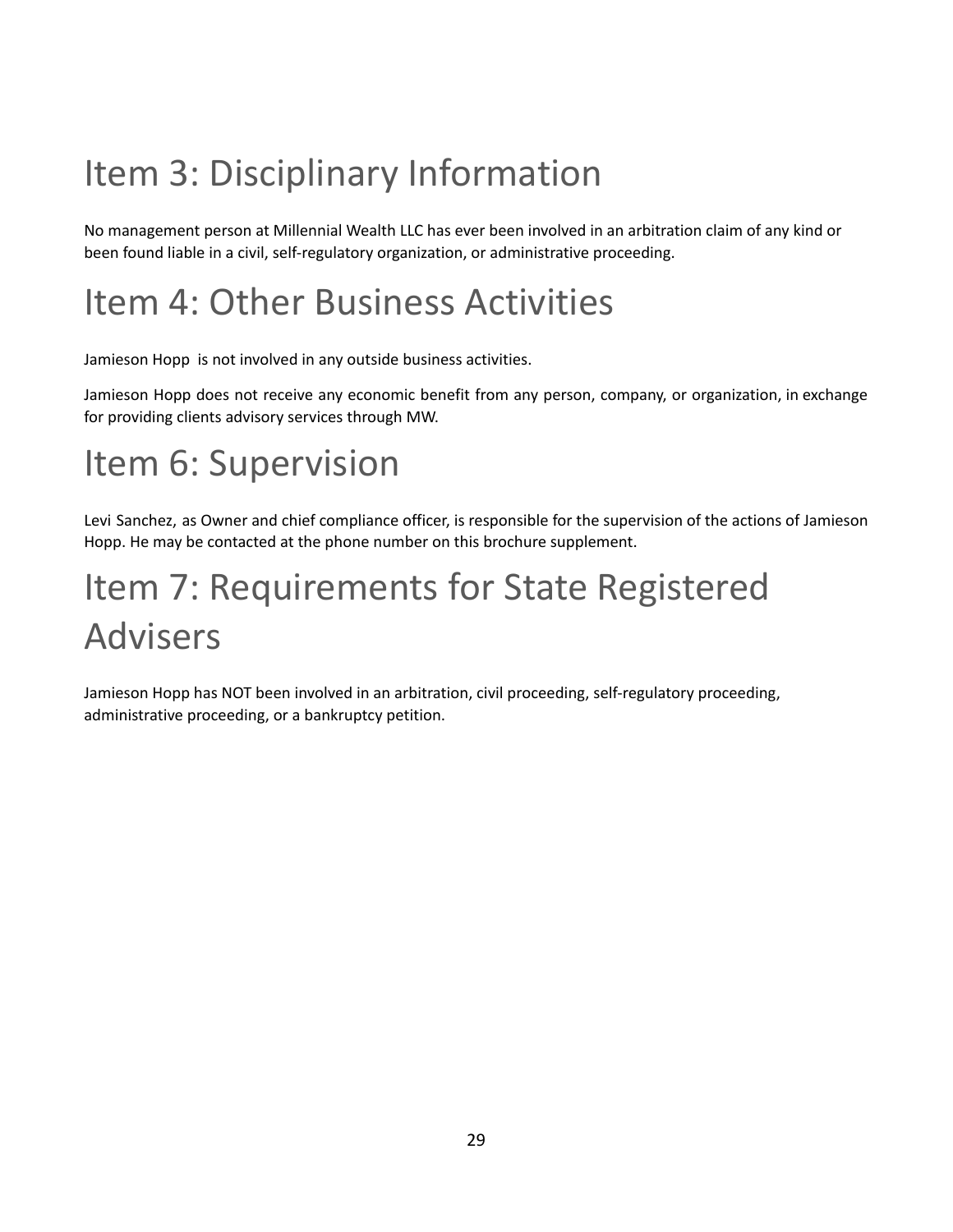# Item 3: Disciplinary Information

No management person at Millennial Wealth LLC has ever been involved in an arbitration claim of any kind or been found liable in a civil, self-regulatory organization, or administrative proceeding.

# Item 4: Other Business Activities

Jamieson Hopp is not involved in any outside business activities.

Jamieson Hopp does not receive any economic benefit from any person, company, or organization, in exchange for providing clients advisory services through MW.

# Item 6: Supervision

Levi Sanchez, as Owner and chief compliance officer, is responsible for the supervision of the actions of Jamieson Hopp. He may be contacted at the phone number on this brochure supplement.

# Item 7: Requirements for State Registered Advisers

Jamieson Hopp has NOT been involved in an arbitration, civil proceeding, self-regulatory proceeding, administrative proceeding, or a bankruptcy petition.